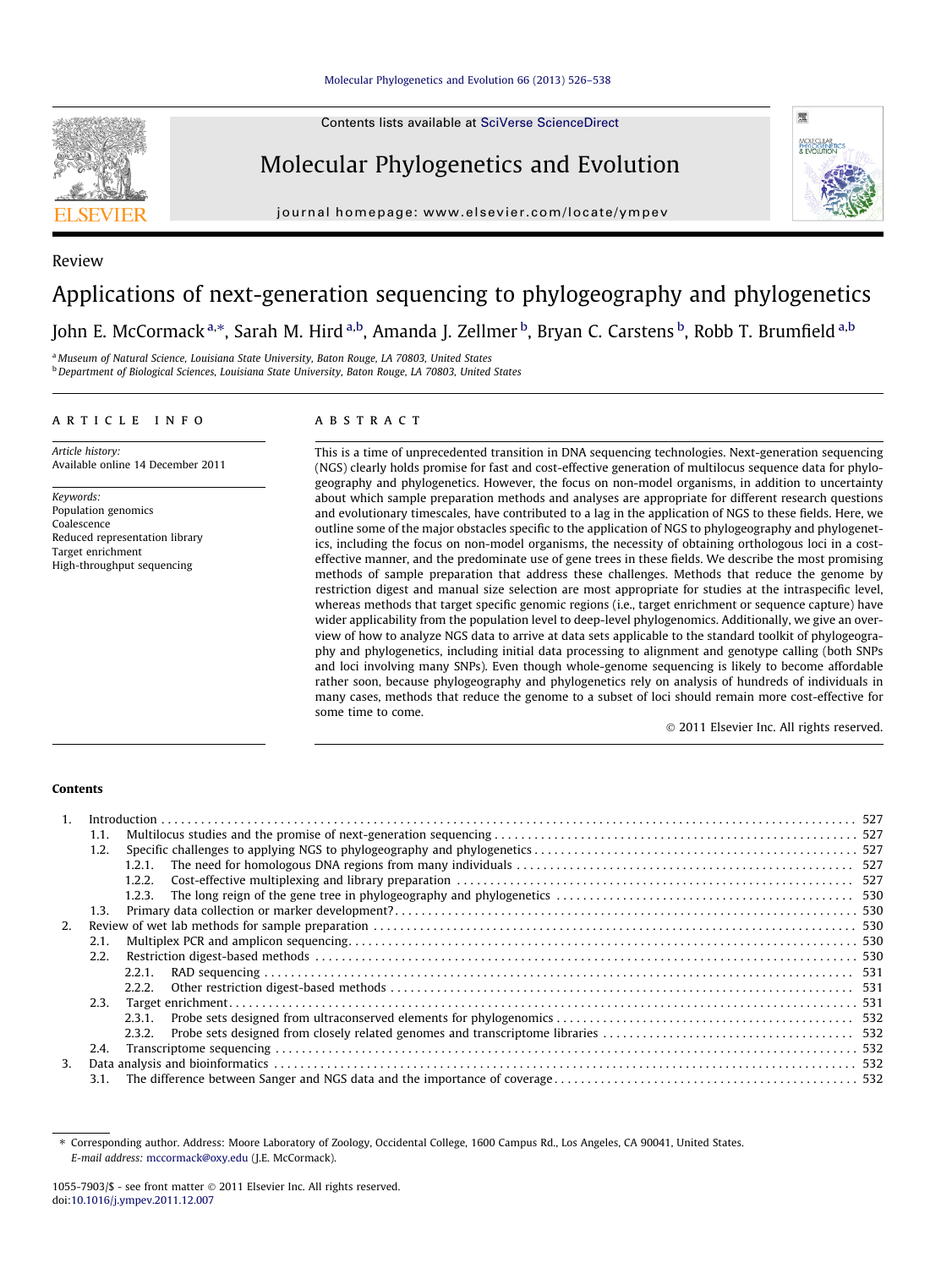Review

# Applications of next-generation sequencing to phylogeography and phylogenetics

John E. McCormack [a,*], Sarah M. Hird [a,b], Amanda J. Zellmer [b], Bryan C. Carstens [b], Robb T. Brumfield [a,b]

[a] Museum of Natural Science, Louisiana State University, Baton Rouge, LA 70803, United States
[b] Department of Biological Sciences, Louisiana State University, Baton Rouge, LA 70803, United States

ARTICLE INFO

*Article history:*
Available online 14 December 2011

*Keywords:*
Population genomics
Coalescence
Reduced representation library
Target enrichment
High-throughput sequencing

ABSTRACT

This is a time of unprecedented transition in DNA sequencing technologies. Next-generation sequencing (NGS) clearly holds promise for fast and cost-effective generation of multilocus sequence data for phylogeography and phylogenetics. However, the focus on non-model organisms, in addition to uncertainty about which sample preparation methods and analyses are appropriate for different research questions and evolutionary timescales, have contributed to a lag in the application of NGS to these fields. Here, we outline some of the major obstacles specific to the application of NGS to phylogeography and phylogenetics, including the focus on non-model organisms, the necessity of obtaining orthologous loci in a cost-effective manner, and the predominate use of gene trees in these fields. We describe the most promising methods of sample preparation that address these challenges. Methods that reduce the genome by restriction digest and manual size selection are most appropriate for studies at the intraspecific level, whereas methods that target specific genomic regions (i.e., target enrichment or sequence capture) have wider applicability from the population level to deep-level phylogenomics. Additionally, we give an overview of how to analyze NGS data to arrive at data sets applicable to the standard toolkit of phylogeography and phylogenetics, including initial data processing to alignment and genotype calling (both SNPs and loci involving many SNPs). Even though whole-genome sequencing is likely to become affordable rather soon, because phylogeography and phylogenetics rely on analysis of hundreds of individuals in many cases, methods that reduce the genome to a subset of loci should remain more cost-effective for some time to come.

© 2011 Elsevier Inc. All rights reserved.

**Contents**

1. Introduction . . . 527
   - 1.1. Multilocus studies and the promise of next-generation sequencing . . . 527
   - 1.2. Specific challenges to applying NGS to phylogeography and phylogenetics . . . 527
     - 1.2.1. The need for homologous DNA regions from many individuals . . . 527
     - 1.2.2. Cost-effective multiplexing and library preparation . . . 527
     - 1.2.3. The long reign of the gene tree in phylogeography and phylogenetics . . . 530
   - 1.3. Primary data collection or marker development? . . . 530
2. Review of wet lab methods for sample preparation . . . 530
   - 2.1. Multiplex PCR and amplicon sequencing . . . 530
   - 2.2. Restriction digest-based methods . . . 530
     - 2.2.1. RAD sequencing . . . 531
     - 2.2.2. Other restriction digest-based methods . . . 531
   - 2.3. Target enrichment . . . 531
     - 2.3.1. Probe sets designed from ultraconserved elements for phylogenomics . . . 532
     - 2.3.2. Probe sets designed from closely related genomes and transcriptome libraries . . . 532
   - 2.4. Transcriptome sequencing . . . 532
3. Data analysis and bioinformatics . . . 532
   - 3.1. The difference between Sanger and NGS data and the importance of coverage . . . 532

* Corresponding author. Address: Moore Laboratory of Zoology, Occidental College, 1600 Campus Rd., Los Angeles, CA 90041, United States.
*E-mail address:* mccormack@oxy.edu (J.E. McCormack).

1055-7903/$ - see front matter © 2011 Elsevier Inc. All rights reserved.
doi:10.1016/j.ympev.2011.12.007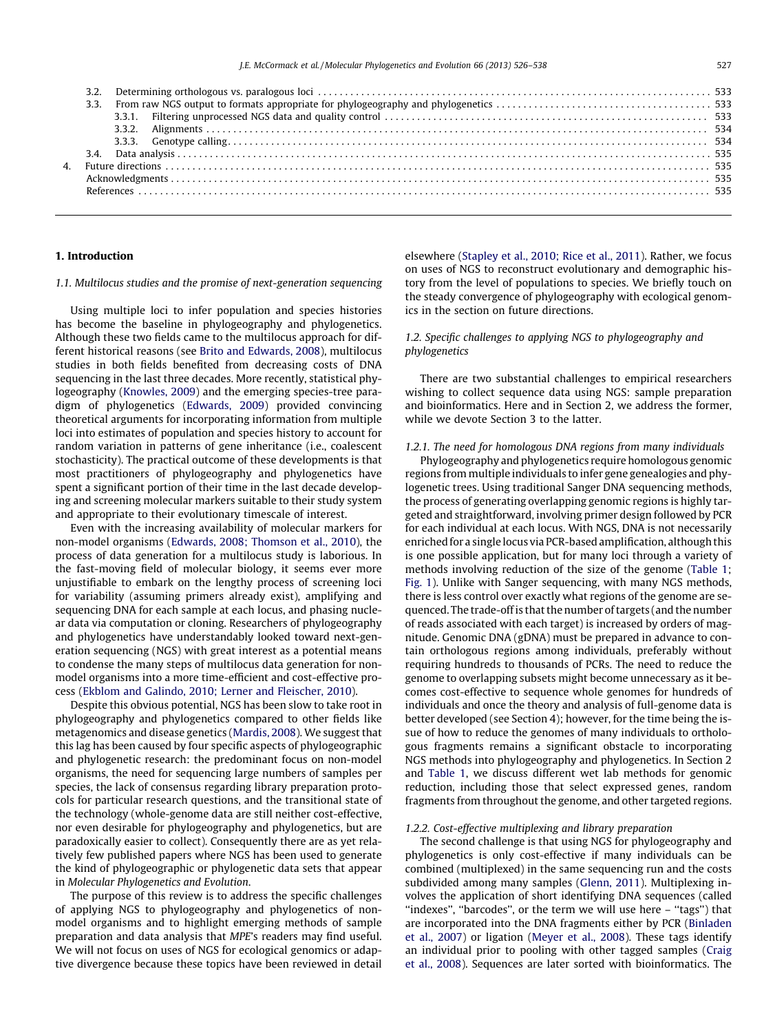3.2. Determining orthologous vs. paralogous loci . . . 533
3.3. From raw NGS output to formats appropriate for phylogeography and phylogenetics . . . 533
3.3.1. Filtering unprocessed NGS data and quality control . . . 533
3.3.2. Alignments . . . 534
3.3.3. Genotype calling. . . . 534
3.4. Data analysis . . . 535
4. Future directions . . . 535
Acknowledgments . . . 535
References . . . 535

## 1. Introduction

### 1.1. Multilocus studies and the promise of next-generation sequencing

Using multiple loci to infer population and species histories has become the baseline in phylogeography and phylogenetics. Although these two fields came to the multilocus approach for different historical reasons (see Brito and Edwards, 2008), multilocus studies in both fields benefited from decreasing costs of DNA sequencing in the last three decades. More recently, statistical phylogeography (Knowles, 2009) and the emerging species-tree paradigm of phylogenetics (Edwards, 2009) provided convincing theoretical arguments for incorporating information from multiple loci into estimates of population and species history to account for random variation in patterns of gene inheritance (i.e., coalescent stochasticity). The practical outcome of these developments is that most practitioners of phylogeography and phylogenetics have spent a significant portion of their time in the last decade developing and screening molecular markers suitable to their study system and appropriate to their evolutionary timescale of interest.

Even with the increasing availability of molecular markers for non-model organisms (Edwards, 2008; Thomson et al., 2010), the process of data generation for a multilocus study is laborious. In the fast-moving field of molecular biology, it seems ever more unjustifiable to embark on the lengthy process of screening loci for variability (assuming primers already exist), amplifying and sequencing DNA for each sample at each locus, and phasing nuclear data via computation or cloning. Researchers of phylogeography and phylogenetics have understandably looked toward next-generation sequencing (NGS) with great interest as a potential means to condense the many steps of multilocus data generation for non-model organisms into a more time-efficient and cost-effective process (Ekblom and Galindo, 2010; Lerner and Fleischer, 2010).

Despite this obvious potential, NGS has been slow to take root in phylogeography and phylogenetics compared to other fields like metagenomics and disease genetics (Mardis, 2008). We suggest that this lag has been caused by four specific aspects of phylogeographic and phylogenetic research: the predominant focus on non-model organisms, the need for sequencing large numbers of samples per species, the lack of consensus regarding library preparation protocols for particular research questions, and the transitional state of the technology (whole-genome data are still neither cost-effective, nor even desirable for phylogeography and phylogenetics, but are paradoxically easier to collect). Consequently there are as yet relatively few published papers where NGS has been used to generate the kind of phylogeographic or phylogenetic data sets that appear in *Molecular Phylogenetics and Evolution*.

The purpose of this review is to address the specific challenges of applying NGS to phylogeography and phylogenetics of non-model organisms and to highlight emerging methods of sample preparation and data analysis that *MPE*'s readers may find useful. We will not focus on uses of NGS for ecological genomics or adaptive divergence because these topics have been reviewed in detail elsewhere (Stapley et al., 2010; Rice et al., 2011). Rather, we focus on uses of NGS to reconstruct evolutionary and demographic history from the level of populations to species. We briefly touch on the steady convergence of phylogeography with ecological genomics in the section on future directions.

### 1.2. Specific challenges to applying NGS to phylogeography and phylogenetics

There are two substantial challenges to empirical researchers wishing to collect sequence data using NGS: sample preparation and bioinformatics. Here and in Section 2, we address the former, while we devote Section 3 to the latter.

#### 1.2.1. The need for homologous DNA regions from many individuals

Phylogeography and phylogenetics require homologous genomic regions from multiple individuals to infer gene genealogies and phylogenetic trees. Using traditional Sanger DNA sequencing methods, the process of generating overlapping genomic regions is highly targeted and straightforward, involving primer design followed by PCR for each individual at each locus. With NGS, DNA is not necessarily enriched for a single locus via PCR-based amplification, although this is one possible application, but for many loci through a variety of methods involving reduction of the size of the genome (Table 1; Fig. 1). Unlike with Sanger sequencing, with many NGS methods, there is less control over exactly what regions of the genome are sequenced. The trade-off is that the number of targets (and the number of reads associated with each target) is increased by orders of magnitude. Genomic DNA (gDNA) must be prepared in advance to contain orthologous regions among individuals, preferably without requiring hundreds to thousands of PCRs. The need to reduce the genome to overlapping subsets might become unnecessary as it becomes cost-effective to sequence whole genomes for hundreds of individuals and once the theory and analysis of full-genome data is better developed (see Section 4); however, for the time being the issue of how to reduce the genomes of many individuals to orthologous fragments remains a significant obstacle to incorporating NGS methods into phylogeography and phylogenetics. In Section 2 and Table 1, we discuss different wet lab methods for genomic reduction, including those that select expressed genes, random fragments from throughout the genome, and other targeted regions.

#### 1.2.2. Cost-effective multiplexing and library preparation

The second challenge is that using NGS for phylogeography and phylogenetics is only cost-effective if many individuals can be combined (multiplexed) in the same sequencing run and the costs subdivided among many samples (Glenn, 2011). Multiplexing involves the application of short identifying DNA sequences (called "indexes", "barcodes", or the term we will use here – "tags") that are incorporated into the DNA fragments either by PCR (Binladen et al., 2007) or ligation (Meyer et al., 2008). These tags identify an individual prior to pooling with other tagged samples (Craig et al., 2008). Sequences are later sorted with bioinformatics. The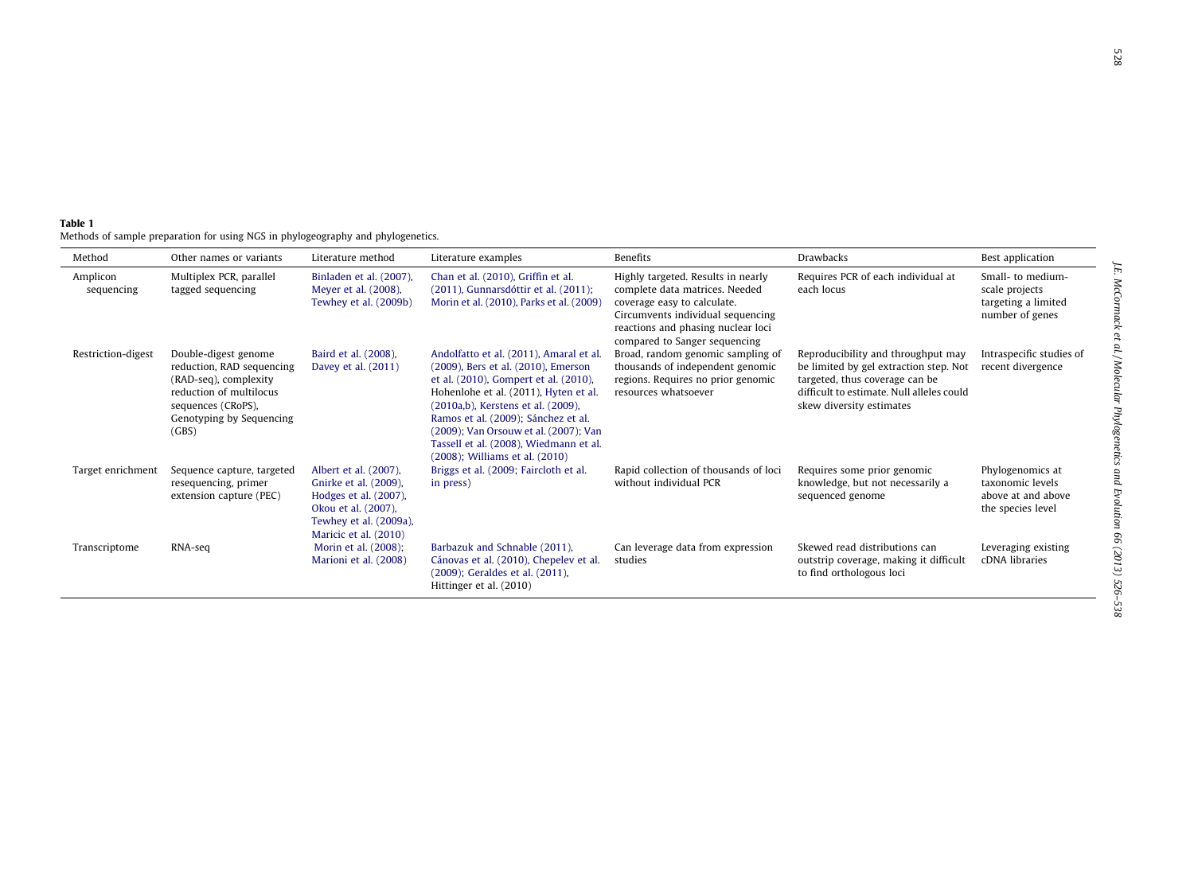**Table 1**
Methods of sample preparation for using NGS in phylogeography and phylogenetics.

| Method | Other names or variants | Literature method | Literature examples | Benefits | Drawbacks | Best application |
|---|---|---|---|---|---|---|
| Amplicon sequencing | Multiplex PCR, parallel tagged sequencing | Binladen et al. (2007), Meyer et al. (2008), Tewhey et al. (2009b) | Chan et al. (2010), Griffin et al. (2011), Gunnarsdóttir et al. (2011); Morin et al. (2010), Parks et al. (2009) | Highly targeted. Results in nearly complete data matrices. Needed coverage easy to calculate. Circumvents individual sequencing reactions and phasing nuclear loci compared to Sanger sequencing | Requires PCR of each individual at each locus | Small- to medium-scale projects targeting a limited number of genes |
| Restriction-digest | Double-digest genome reduction, RAD sequencing (RAD-seq), complexity reduction of multilocus sequences (CRoPS), Genotyping by Sequencing (GBS) | Baird et al. (2008), Davey et al. (2011) | Andolfatto et al. (2011), Amaral et al. (2009), Bers et al. (2010), Emerson et al. (2010), Gompert et al. (2010), Hohenlohe et al. (2011), Hyten et al. (2010a,b), Kerstens et al. (2009), Ramos et al. (2009); Sánchez et al. (2009); Van Orsouw et al. (2007); Van Tassell et al. (2008), Wiedmann et al. (2008); Williams et al. (2010) | Broad, random genomic sampling of thousands of independent genomic regions. Requires no prior genomic resources whatsoever | Reproducibility and throughput may be limited by gel extraction step. Not targeted, thus coverage can be difficult to estimate. Null alleles could skew diversity estimates | Intraspecific studies of recent divergence |
| Target enrichment | Sequence capture, targeted resequencing, primer extension capture (PEC) | Albert et al. (2007), Gnirke et al. (2009), Hodges et al. (2007), Okou et al. (2007), Tewhey et al. (2009a), Maricic et al. (2010) | Briggs et al. (2009; Faircloth et al. in press) | Rapid collection of thousands of loci without individual PCR | Requires some prior genomic knowledge, but not necessarily a sequenced genome | Phylogenomics at taxonomic levels above at and above the species level |
| Transcriptome | RNA-seq | Morin et al. (2008); Marioni et al. (2008) | Barbazuk and Schnable (2011), Cánovas et al. (2010), Chepelev et al. (2009); Geraldes et al. (2011), Hittinger et al. (2010) | Can leverage data from expression studies | Skewed read distributions can outstrip coverage, making it difficult to find orthologous loci | Leveraging existing cDNA libraries |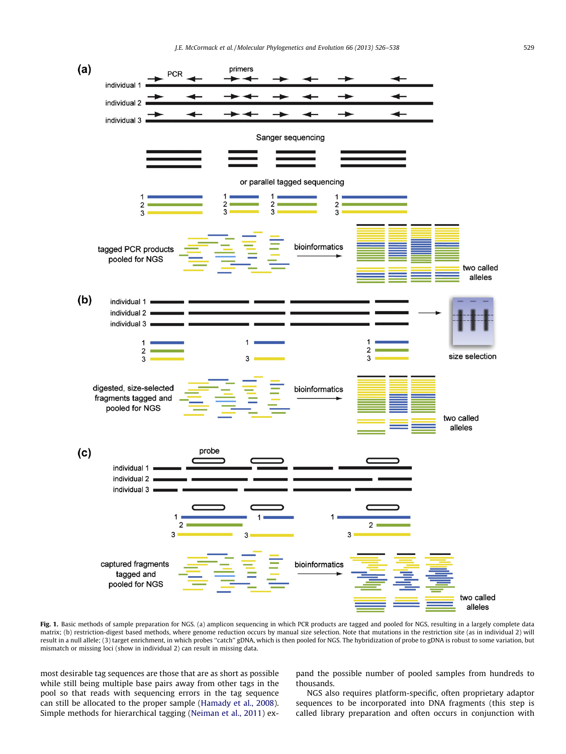**Fig. 1.** Basic methods of sample preparation for NGS. (a) amplicon sequencing in which PCR products are tagged and pooled for NGS, resulting in a largely complete data matrix; (b) restriction-digest based methods, where genome reduction occurs by manual size selection. Note that mutations in the restriction site (as in individual 2) will result in a null allele; (3) target enrichment, in which probes "catch" gDNA, which is then pooled for NGS. The hybridization of probe to gDNA is robust to some variation, but mismatch or missing loci (show in individual 2) can result in missing data.

most desirable tag sequences are those that are as short as possible while still being multiple base pairs away from other tags in the pool so that reads with sequencing errors in the tag sequence can still be allocated to the proper sample (Hamady et al., 2008). Simple methods for hierarchical tagging (Neiman et al., 2011) expand the possible number of pooled samples from hundreds to thousands.

NGS also requires platform-specific, often proprietary adaptor sequences to be incorporated into DNA fragments (this step is called library preparation and often occurs in conjunction with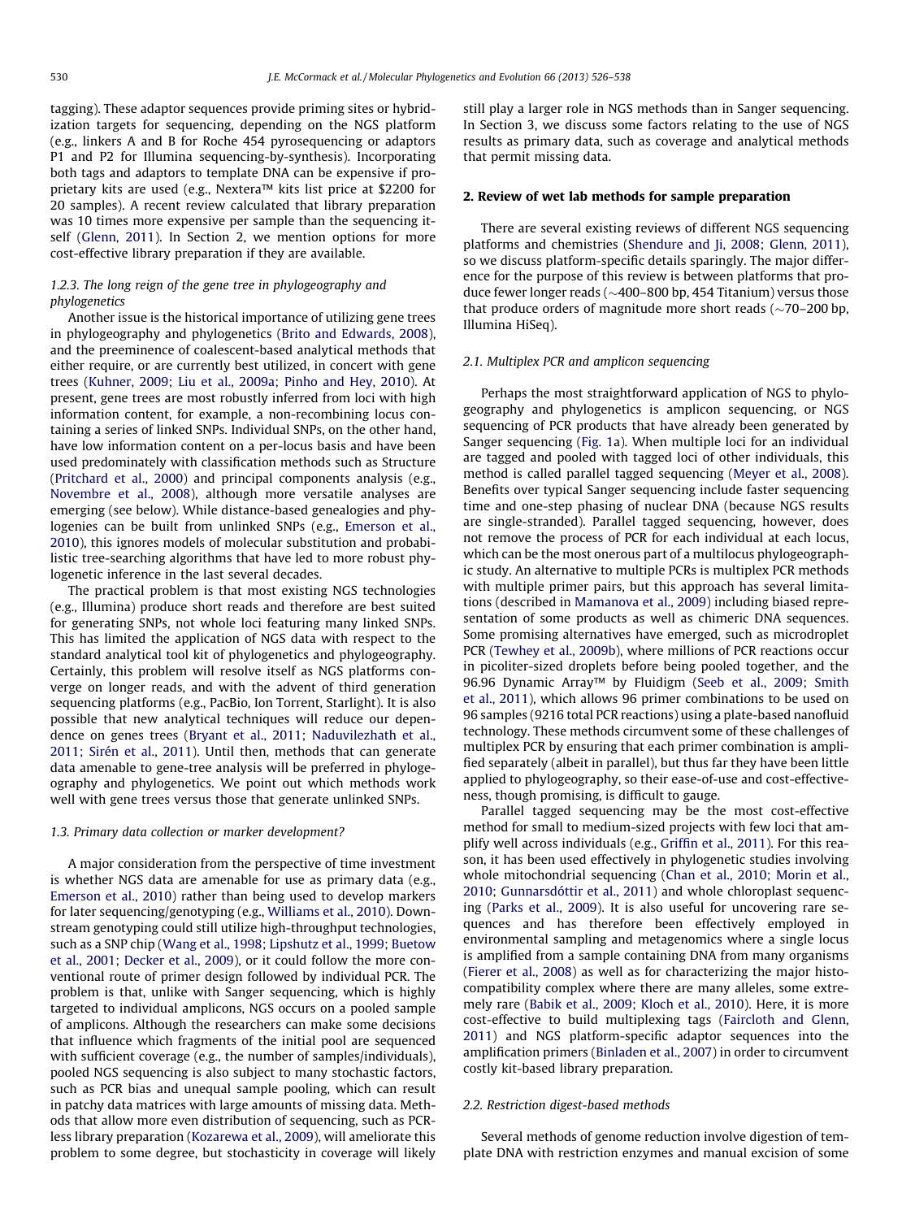tagging). These adaptor sequences provide priming sites or hybridization targets for sequencing, depending on the NGS platform (e.g., linkers A and B for Roche 454 pyrosequencing or adaptors P1 and P2 for Illumina sequencing-by-synthesis). Incorporating both tags and adaptors to template DNA can be expensive if proprietary kits are used (e.g., Nextera™ kits list price at \$2200 for 20 samples). A recent review calculated that library preparation was 10 times more expensive per sample than the sequencing itself (Glenn, 2011). In Section 2, we mention options for more cost-effective library preparation if they are available.

### 1.2.3. The long reign of the gene tree in phylogeography and phylogenetics

Another issue is the historical importance of utilizing gene trees in phylogeography and phylogenetics (Brito and Edwards, 2008), and the preeminence of coalescent-based analytical methods that either require, or are currently best utilized, in concert with gene trees (Kuhner, 2009; Liu et al., 2009a; Pinho and Hey, 2010). At present, gene trees are most robustly inferred from loci with high information content, for example, a non-recombining locus containing a series of linked SNPs. Individual SNPs, on the other hand, have low information content on a per-locus basis and have been used predominately with classification methods such as Structure (Pritchard et al., 2000) and principal components analysis (e.g., Novembre et al., 2008), although more versatile analyses are emerging (see below). While distance-based genealogies and phylogenies can be built from unlinked SNPs (e.g., Emerson et al., 2010), this ignores models of molecular substitution and probabilistic tree-searching algorithms that have led to more robust phylogenetic inference in the last several decades.

The practical problem is that most existing NGS technologies (e.g., Illumina) produce short reads and therefore are best suited for generating SNPs, not whole loci featuring many linked SNPs. This has limited the application of NGS data with respect to the standard analytical tool kit of phylogenetics and phylogeography. Certainly, this problem will resolve itself as NGS platforms converge on longer reads, and with the advent of third generation sequencing platforms (e.g., PacBio, Ion Torrent, Starlight). It is also possible that new analytical techniques will reduce our dependence on genes trees (Bryant et al., 2011; Naduvilezhath et al., 2011; Sirén et al., 2011). Until then, methods that can generate data amenable to gene-tree analysis will be preferred in phylogeography and phylogenetics. We point out which methods work well with gene trees versus those that generate unlinked SNPs.

### 1.3. Primary data collection or marker development?

A major consideration from the perspective of time investment is whether NGS data are amenable for use as primary data (e.g., Emerson et al., 2010) rather than being used to develop markers for later sequencing/genotyping (e.g., Williams et al., 2010). Downstream genotyping could still utilize high-throughput technologies, such as a SNP chip (Wang et al., 1998; Lipshutz et al., 1999; Buetow et al., 2001; Decker et al., 2009), or it could follow the more conventional route of primer design followed by individual PCR. The problem is that, unlike with Sanger sequencing, which is highly targeted to individual amplicons, NGS occurs on a pooled sample of amplicons. Although the researchers can make some decisions that influence which fragments of the initial pool are sequenced with sufficient coverage (e.g., the number of samples/individuals), pooled NGS sequencing is also subject to many stochastic factors, such as PCR bias and unequal sample pooling, which can result in patchy data matrices with large amounts of missing data. Methods that allow more even distribution of sequencing, such as PCR-less library preparation (Kozarewa et al., 2009), will ameliorate this problem to some degree, but stochasticity in coverage will likely still play a larger role in NGS methods than in Sanger sequencing. In Section 3, we discuss some factors relating to the use of NGS results as primary data, such as coverage and analytical methods that permit missing data.

## 2. Review of wet lab methods for sample preparation

There are several existing reviews of different NGS sequencing platforms and chemistries (Shendure and Ji, 2008; Glenn, 2011), so we discuss platform-specific details sparingly. The major difference for the purpose of this review is between platforms that produce fewer longer reads (~400–800 bp, 454 Titanium) versus those that produce orders of magnitude more short reads (~70–200 bp, Illumina HiSeq).

### 2.1. Multiplex PCR and amplicon sequencing

Perhaps the most straightforward application of NGS to phylogeography and phylogenetics is amplicon sequencing, or NGS sequencing of PCR products that have already been generated by Sanger sequencing (Fig. 1a). When multiple loci for an individual are tagged and pooled with tagged loci of other individuals, this method is called parallel tagged sequencing (Meyer et al., 2008). Benefits over typical Sanger sequencing include faster sequencing time and one-step phasing of nuclear DNA (because NGS results are single-stranded). Parallel tagged sequencing, however, does not remove the process of PCR for each individual at each locus, which can be the most onerous part of a multilocus phylogeographic study. An alternative to multiple PCRs is multiplex PCR methods with multiple primer pairs, but this approach has several limitations (described in Mamanova et al., 2009) including biased representation of some products as well as chimeric DNA sequences. Some promising alternatives have emerged, such as microdroplet PCR (Tewhey et al., 2009b), where millions of PCR reactions occur in picoliter-sized droplets before being pooled together, and the 96.96 Dynamic Array™ by Fluidigm (Seeb et al., 2009; Smith et al., 2011), which allows 96 primer combinations to be used on 96 samples (9216 total PCR reactions) using a plate-based nanofluid technology. These methods circumvent some of these challenges of multiplex PCR by ensuring that each primer combination is amplified separately (albeit in parallel), but thus far they have been little applied to phylogeography, so their ease-of-use and cost-effectiveness, though promising, is difficult to gauge.

Parallel tagged sequencing may be the most cost-effective method for small to medium-sized projects with few loci that amplify well across individuals (e.g., Griffin et al., 2011). For this reason, it has been used effectively in phylogenetic studies involving whole mitochondrial sequencing (Chan et al., 2010; Morin et al., 2010; Gunnarsdóttir et al., 2011) and whole chloroplast sequencing (Parks et al., 2009). It is also useful for uncovering rare sequences and has therefore been effectively employed in environmental sampling and metagenomics where a single locus is amplified from a sample containing DNA from many organisms (Fierer et al., 2008) as well as for characterizing the major histocompatibility complex where there are many alleles, some extremely rare (Babik et al., 2009; Kloch et al., 2010). Here, it is more cost-effective to build multiplexing tags (Faircloth and Glenn, 2011) and NGS platform-specific adaptor sequences into the amplification primers (Binladen et al., 2007) in order to circumvent costly kit-based library preparation.

### 2.2. Restriction digest-based methods

Several methods of genome reduction involve digestion of template DNA with restriction enzymes and manual excision of some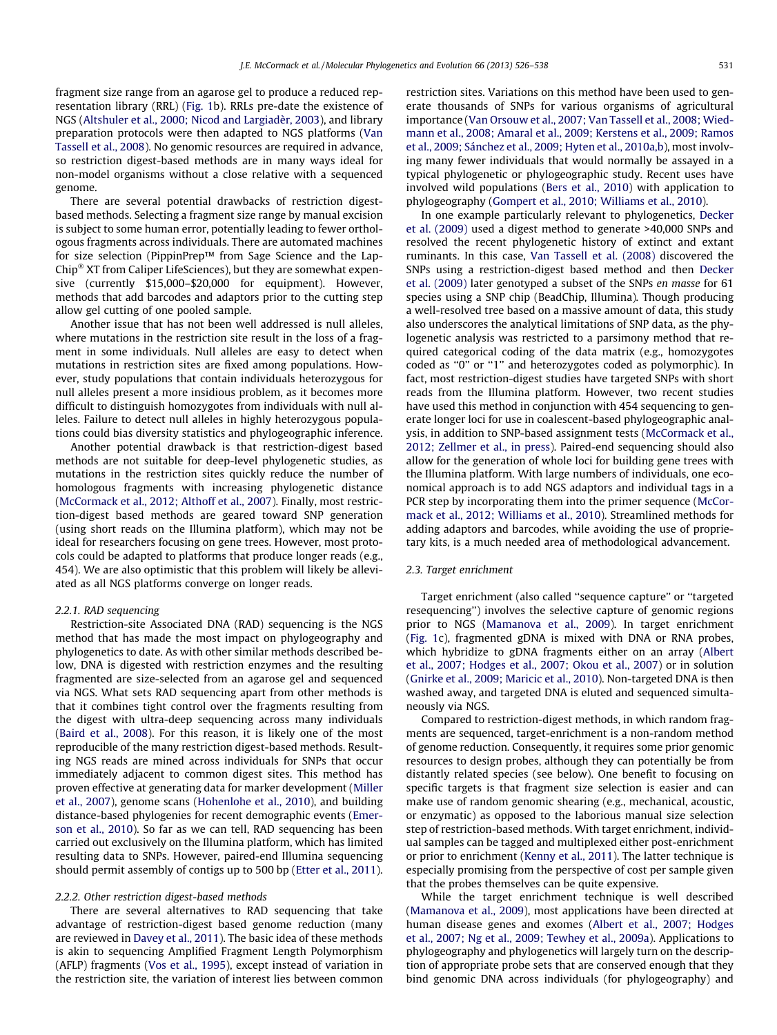fragment size range from an agarose gel to produce a reduced representation library (RRL) (Fig. 1b). RRLs pre-date the existence of NGS (Altshuler et al., 2000; Nicod and Largiadèr, 2003), and library preparation protocols were then adapted to NGS platforms (Van Tassell et al., 2008). No genomic resources are required in advance, so restriction digest-based methods are in many ways ideal for non-model organisms without a close relative with a sequenced genome.

There are several potential drawbacks of restriction digest-based methods. Selecting a fragment size range by manual excision is subject to some human error, potentially leading to fewer orthologous fragments across individuals. There are automated machines for size selection (PippinPrep™ from Sage Science and the LapChip® XT from Caliper LifeSciences), but they are somewhat expensive (currently \$15,000–\$20,000 for equipment). However, methods that add barcodes and adaptors prior to the cutting step allow gel cutting of one pooled sample.

Another issue that has not been well addressed is null alleles, where mutations in the restriction site result in the loss of a fragment in some individuals. Null alleles are easy to detect when mutations in restriction sites are fixed among populations. However, study populations that contain individuals heterozygous for null alleles present a more insidious problem, as it becomes more difficult to distinguish homozygotes from individuals with null alleles. Failure to detect null alleles in highly heterozygous populations could bias diversity statistics and phylogeographic inference.

Another potential drawback is that restriction-digest based methods are not suitable for deep-level phylogenetic studies, as mutations in the restriction sites quickly reduce the number of homologous fragments with increasing phylogenetic distance (McCormack et al., 2012; Althoff et al., 2007). Finally, most restriction-digest based methods are geared toward SNP generation (using short reads on the Illumina platform), which may not be ideal for researchers focusing on gene trees. However, most protocols could be adapted to platforms that produce longer reads (e.g., 454). We are also optimistic that this problem will likely be alleviated as all NGS platforms converge on longer reads.

#### 2.2.1. RAD sequencing

Restriction-site Associated DNA (RAD) sequencing is the NGS method that has made the most impact on phylogeography and phylogenetics to date. As with other similar methods described below, DNA is digested with restriction enzymes and the resulting fragmented are size-selected from an agarose gel and sequenced via NGS. What sets RAD sequencing apart from other methods is that it combines tight control over the fragments resulting from the digest with ultra-deep sequencing across many individuals (Baird et al., 2008). For this reason, it is likely one of the most reproducible of the many restriction digest-based methods. Resulting NGS reads are mined across individuals for SNPs that occur immediately adjacent to common digest sites. This method has proven effective at generating data for marker development (Miller et al., 2007), genome scans (Hohenlohe et al., 2010), and building distance-based phylogenies for recent demographic events (Emerson et al., 2010). So far as we can tell, RAD sequencing has been carried out exclusively on the Illumina platform, which has limited resulting data to SNPs. However, paired-end Illumina sequencing should permit assembly of contigs up to 500 bp (Etter et al., 2011).

#### 2.2.2. Other restriction digest-based methods

There are several alternatives to RAD sequencing that take advantage of restriction-digest based genome reduction (many are reviewed in Davey et al., 2011). The basic idea of these methods is akin to sequencing Amplified Fragment Length Polymorphism (AFLP) fragments (Vos et al., 1995), except instead of variation in the restriction site, the variation of interest lies between common restriction sites. Variations on this method have been used to generate thousands of SNPs for various organisms of agricultural importance (Van Orsouw et al., 2007; Van Tassell et al., 2008; Wiedmann et al., 2008; Amaral et al., 2009; Kerstens et al., 2009; Ramos et al., 2009; Sánchez et al., 2009; Hyten et al., 2010a,b), most involving many fewer individuals that would normally be assayed in a typical phylogenetic or phylogeographic study. Recent uses have involved wild populations (Bers et al., 2010) with application to phylogeography (Gompert et al., 2010; Williams et al., 2010).

In one example particularly relevant to phylogenetics, Decker et al. (2009) used a digest method to generate >40,000 SNPs and resolved the recent phylogenetic history of extinct and extant ruminants. In this case, Van Tassell et al. (2008) discovered the SNPs using a restriction-digest based method and then Decker et al. (2009) later genotyped a subset of the SNPs *en masse* for 61 species using a SNP chip (BeadChip, Illumina). Though producing a well-resolved tree based on a massive amount of data, this study also underscores the analytical limitations of SNP data, as the phylogenetic analysis was restricted to a parsimony method that required categorical coding of the data matrix (e.g., homozygotes coded as "0" or "1" and heterozygotes coded as polymorphic). In fact, most restriction-digest studies have targeted SNPs with short reads from the Illumina platform. However, two recent studies have used this method in conjunction with 454 sequencing to generate longer loci for use in coalescent-based phylogeographic analysis, in addition to SNP-based assignment tests (McCormack et al., 2012; Zellmer et al., in press). Paired-end sequencing should also allow for the generation of whole loci for building gene trees with the Illumina platform. With large numbers of individuals, one economical approach is to add NGS adaptors and individual tags in a PCR step by incorporating them into the primer sequence (McCormack et al., 2012; Williams et al., 2010). Streamlined methods for adding adaptors and barcodes, while avoiding the use of proprietary kits, is a much needed area of methodological advancement.

### 2.3. Target enrichment

Target enrichment (also called "sequence capture" or "targeted resequencing") involves the selective capture of genomic regions prior to NGS (Mamanova et al., 2009). In target enrichment (Fig. 1c), fragmented gDNA is mixed with DNA or RNA probes, which hybridize to gDNA fragments either on an array (Albert et al., 2007; Hodges et al., 2007; Okou et al., 2007) or in solution (Gnirke et al., 2009; Maricic et al., 2010). Non-targeted DNA is then washed away, and targeted DNA is eluted and sequenced simultaneously via NGS.

Compared to restriction-digest methods, in which random fragments are sequenced, target-enrichment is a non-random method of genome reduction. Consequently, it requires some prior genomic resources to design probes, although they can potentially be from distantly related species (see below). One benefit to focusing on specific targets is that fragment size selection is easier and can make use of random genomic shearing (e.g., mechanical, acoustic, or enzymatic) as opposed to the laborious manual size selection step of restriction-based methods. With target enrichment, individual samples can be tagged and multiplexed either post-enrichment or prior to enrichment (Kenny et al., 2011). The latter technique is especially promising from the perspective of cost per sample given that the probes themselves can be quite expensive.

While the target enrichment technique is well described (Mamanova et al., 2009), most applications have been directed at human disease genes and exomes (Albert et al., 2007; Hodges et al., 2007; Ng et al., 2009; Tewhey et al., 2009a). Applications to phylogeography and phylogenetics will largely turn on the description of appropriate probe sets that are conserved enough that they bind genomic DNA across individuals (for phylogeography) and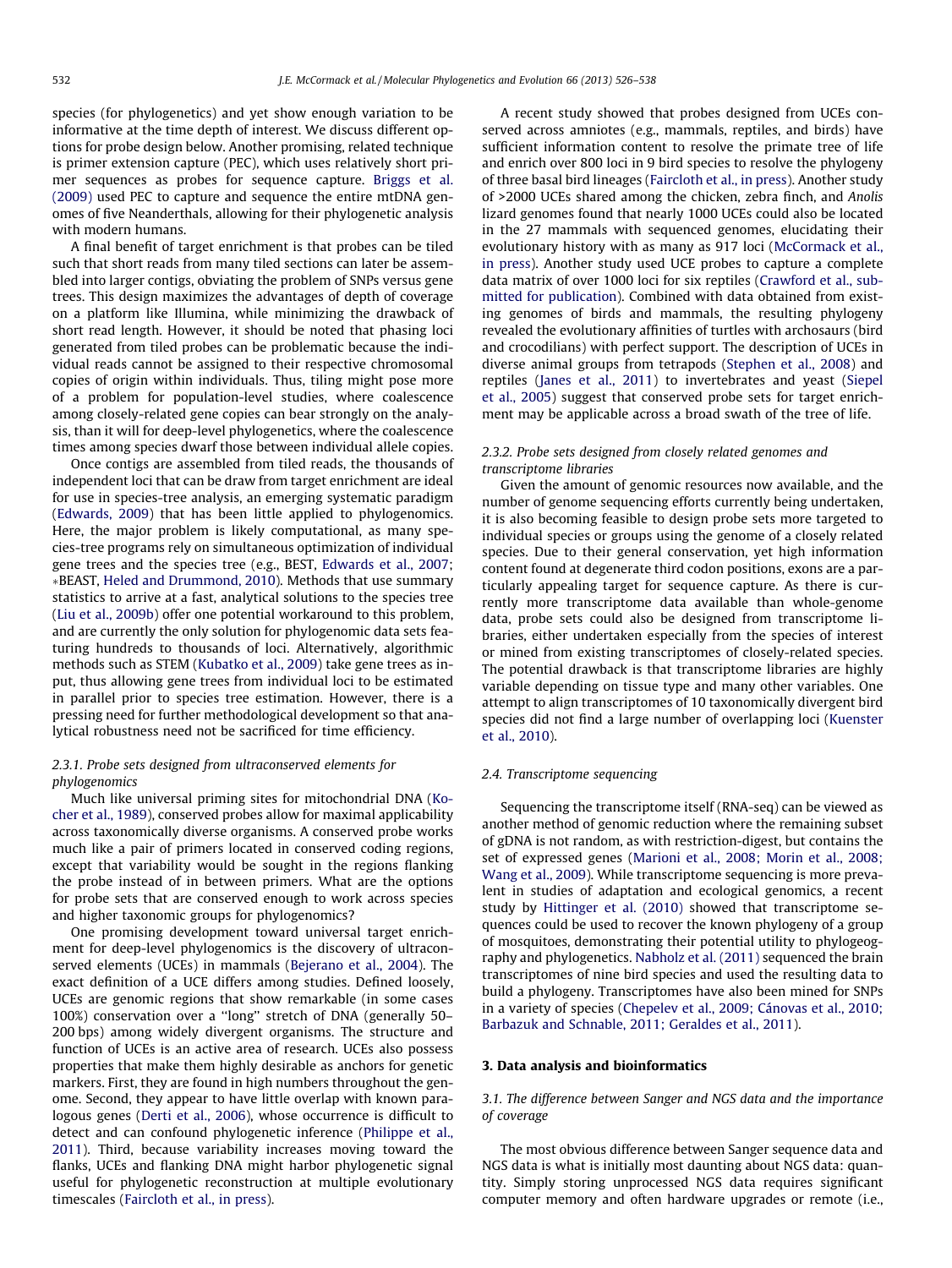species (for phylogenetics) and yet show enough variation to be informative at the time depth of interest. We discuss different options for probe design below. Another promising, related technique is primer extension capture (PEC), which uses relatively short primer sequences as probes for sequence capture. Briggs et al. (2009) used PEC to capture and sequence the entire mtDNA genomes of five Neanderthals, allowing for their phylogenetic analysis with modern humans.

A final benefit of target enrichment is that probes can be tiled such that short reads from many tiled sections can later be assembled into larger contigs, obviating the problem of SNPs versus gene trees. This design maximizes the advantages of depth of coverage on a platform like Illumina, while minimizing the drawback of short read length. However, it should be noted that phasing loci generated from tiled probes can be problematic because the individual reads cannot be assigned to their respective chromosomal copies of origin within individuals. Thus, tiling might pose more of a problem for population-level studies, where coalescence among closely-related gene copies can bear strongly on the analysis, than it will for deep-level phylogenetics, where the coalescence times among species dwarf those between individual allele copies.

Once contigs are assembled from tiled reads, the thousands of independent loci that can be draw from target enrichment are ideal for use in species-tree analysis, an emerging systematic paradigm (Edwards, 2009) that has been little applied to phylogenomics. Here, the major problem is likely computational, as many species-tree programs rely on simultaneous optimization of individual gene trees and the species tree (e.g., BEST, Edwards et al., 2007; *BEAST, Heled and Drummond, 2010). Methods that use summary statistics to arrive at a fast, analytical solutions to the species tree (Liu et al., 2009b) offer one potential workaround to this problem, and are currently the only solution for phylogenomic data sets featuring hundreds to thousands of loci. Alternatively, algorithmic methods such as STEM (Kubatko et al., 2009) take gene trees as input, thus allowing gene trees from individual loci to be estimated in parallel prior to species tree estimation. However, there is a pressing need for further methodological development so that analytical robustness need not be sacrificed for time efficiency.

#### 2.3.1. Probe sets designed from ultraconserved elements for phylogenomics

Much like universal priming sites for mitochondrial DNA (Kocher et al., 1989), conserved probes allow for maximal applicability across taxonomically diverse organisms. A conserved probe works much like a pair of primers located in conserved coding regions, except that variability would be sought in the regions flanking the probe instead of in between primers. What are the options for probe sets that are conserved enough to work across species and higher taxonomic groups for phylogenomics?

One promising development toward universal target enrichment for deep-level phylogenomics is the discovery of ultraconserved elements (UCEs) in mammals (Bejerano et al., 2004). The exact definition of a UCE differs among studies. Defined loosely, UCEs are genomic regions that show remarkable (in some cases 100%) conservation over a ''long'' stretch of DNA (generally 50–200 bps) among widely divergent organisms. The structure and function of UCEs is an active area of research. UCEs also possess properties that make them highly desirable as anchors for genetic markers. First, they are found in high numbers throughout the genome. Second, they appear to have little overlap with known paralogous genes (Derti et al., 2006), whose occurrence is difficult to detect and can confound phylogenetic inference (Philippe et al., 2011). Third, because variability increases moving toward the flanks, UCEs and flanking DNA might harbor phylogenetic signal useful for phylogenetic reconstruction at multiple evolutionary timescales (Faircloth et al., in press).

A recent study showed that probes designed from UCEs conserved across amniotes (e.g., mammals, reptiles, and birds) have sufficient information content to resolve the primate tree of life and enrich over 800 loci in 9 bird species to resolve the phylogeny of three basal bird lineages (Faircloth et al., in press). Another study of >2000 UCEs shared among the chicken, zebra finch, and *Anolis* lizard genomes found that nearly 1000 UCEs could also be located in the 27 mammals with sequenced genomes, elucidating their evolutionary history with as many as 917 loci (McCormack et al., in press). Another study used UCE probes to capture a complete data matrix of over 1000 loci for six reptiles (Crawford et al., submitted for publication). Combined with data obtained from existing genomes of birds and mammals, the resulting phylogeny revealed the evolutionary affinities of turtles with archosaurs (bird and crocodilians) with perfect support. The description of UCEs in diverse animal groups from tetrapods (Stephen et al., 2008) and reptiles (Janes et al., 2011) to invertebrates and yeast (Siepel et al., 2005) suggest that conserved probe sets for target enrichment may be applicable across a broad swath of the tree of life.

#### 2.3.2. Probe sets designed from closely related genomes and transcriptome libraries

Given the amount of genomic resources now available, and the number of genome sequencing efforts currently being undertaken, it is also becoming feasible to design probe sets more targeted to individual species or groups using the genome of a closely related species. Due to their general conservation, yet high information content found at degenerate third codon positions, exons are a particularly appealing target for sequence capture. As there is currently more transcriptome data available than whole-genome data, probe sets could also be designed from transcriptome libraries, either undertaken especially from the species of interest or mined from existing transcriptomes of closely-related species. The potential drawback is that transcriptome libraries are highly variable depending on tissue type and many other variables. One attempt to align transcriptomes of 10 taxonomically divergent bird species did not find a large number of overlapping loci (Kuenster et al., 2010).

### 2.4. Transcriptome sequencing

Sequencing the transcriptome itself (RNA-seq) can be viewed as another method of genomic reduction where the remaining subset of gDNA is not random, as with restriction-digest, but contains the set of expressed genes (Marioni et al., 2008; Morin et al., 2008; Wang et al., 2009). While transcriptome sequencing is more prevalent in studies of adaptation and ecological genomics, a recent study by Hittinger et al. (2010) showed that transcriptome sequences could be used to recover the known phylogeny of a group of mosquitoes, demonstrating their potential utility to phylogeography and phylogenetics. Nabholz et al. (2011) sequenced the brain transcriptomes of nine bird species and used the resulting data to build a phylogeny. Transcriptomes have also been mined for SNPs in a variety of species (Chepelev et al., 2009; Cánovas et al., 2010; Barbazuk and Schnable, 2011; Geraldes et al., 2011).

## 3. Data analysis and bioinformatics

### 3.1. The difference between Sanger and NGS data and the importance of coverage

The most obvious difference between Sanger sequence data and NGS data is what is initially most daunting about NGS data: quantity. Simply storing unprocessed NGS data requires significant computer memory and often hardware upgrades or remote (i.e.,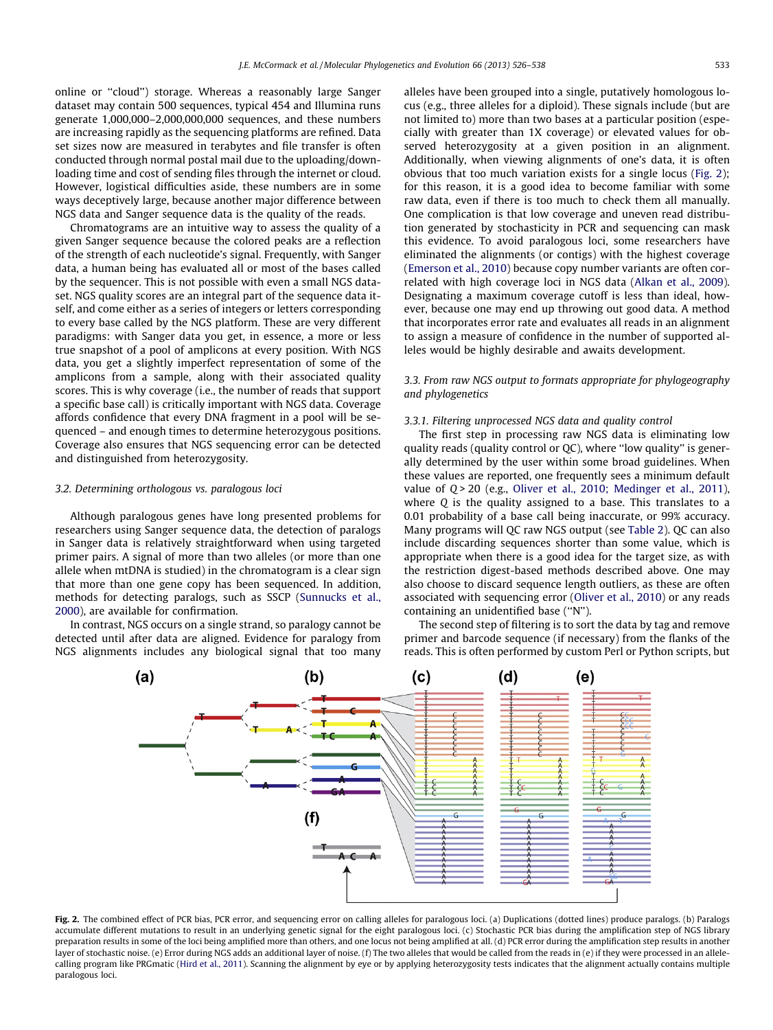online or ''cloud'') storage. Whereas a reasonably large Sanger dataset may contain 500 sequences, typical 454 and Illumina runs generate 1,000,000–2,000,000,000 sequences, and these numbers are increasing rapidly as the sequencing platforms are refined. Data set sizes now are measured in terabytes and file transfer is often conducted through normal postal mail due to the uploading/downloading time and cost of sending files through the internet or cloud. However, logistical difficulties aside, these numbers are in some ways deceptively large, because another major difference between NGS data and Sanger sequence data is the quality of the reads.

Chromatograms are an intuitive way to assess the quality of a given Sanger sequence because the colored peaks are a reflection of the strength of each nucleotide's signal. Frequently, with Sanger data, a human being has evaluated all or most of the bases called by the sequencer. This is not possible with even a small NGS dataset. NGS quality scores are an integral part of the sequence data itself, and come either as a series of integers or letters corresponding to every base called by the NGS platform. These are very different paradigms: with Sanger data you get, in essence, a more or less true snapshot of a pool of amplicons at every position. With NGS data, you get a slightly imperfect representation of some of the amplicons from a sample, along with their associated quality scores. This is why coverage (i.e., the number of reads that support a specific base call) is critically important with NGS data. Coverage affords confidence that every DNA fragment in a pool will be sequenced – and enough times to determine heterozygous positions. Coverage also ensures that NGS sequencing error can be detected and distinguished from heterozygosity.

### 3.2. Determining orthologous vs. paralogous loci

Although paralogous genes have long presented problems for researchers using Sanger sequence data, the detection of paralogs in Sanger data is relatively straightforward when using targeted primer pairs. A signal of more than two alleles (or more than one allele when mtDNA is studied) in the chromatogram is a clear sign that more than one gene copy has been sequenced. In addition, methods for detecting paralogs, such as SSCP (Sunnucks et al., 2000), are available for confirmation.

In contrast, NGS occurs on a single strand, so paralogy cannot be detected until after data are aligned. Evidence for paralogy from NGS alignments includes any biological signal that too many alleles have been grouped into a single, putatively homologous locus (e.g., three alleles for a diploid). These signals include (but are not limited to) more than two bases at a particular position (especially with greater than 1X coverage) or elevated values for observed heterozygosity at a given position in an alignment. Additionally, when viewing alignments of one's data, it is often obvious that too much variation exists for a single locus (Fig. 2); for this reason, it is a good idea to become familiar with some raw data, even if there is too much to check them all manually. One complication is that low coverage and uneven read distribution generated by stochasticity in PCR and sequencing can mask this evidence. To avoid paralogous loci, some researchers have eliminated the alignments (or contigs) with the highest coverage (Emerson et al., 2010) because copy number variants are often correlated with high coverage loci in NGS data (Alkan et al., 2009). Designating a maximum coverage cutoff is less than ideal, however, because one may end up throwing out good data. A method that incorporates error rate and evaluates all reads in an alignment to assign a measure of confidence in the number of supported alleles would be highly desirable and awaits development.

### 3.3. From raw NGS output to formats appropriate for phylogeography and phylogenetics

#### 3.3.1. Filtering unprocessed NGS data and quality control

The first step in processing raw NGS data is eliminating low quality reads (quality control or QC), where ''low quality'' is generally determined by the user within some broad guidelines. When these values are reported, one frequently sees a minimum default value of $Q > 20$ (e.g., Oliver et al., 2010; Medinger et al., 2011), where $Q$ is the quality assigned to a base. This translates to a 0.01 probability of a base call being inaccurate, or 99% accuracy. Many programs will QC raw NGS output (see Table 2). QC can also include discarding sequences shorter than some value, which is appropriate when there is a good idea for the target size, as with the restriction digest-based methods described above. One may also choose to discard sequence length outliers, as these are often associated with sequencing error (Oliver et al., 2010) or any reads containing an unidentified base (''N'').

The second step of filtering is to sort the data by tag and remove primer and barcode sequence (if necessary) from the flanks of the reads. This is often performed by custom Perl or Python scripts, but

(a) (b) (c) (d) (e) (f)

**Fig. 2.** The combined effect of PCR bias, PCR error, and sequencing error on calling alleles for paralogous loci. (a) Duplications (dotted lines) produce paralogs. (b) Paralogs accumulate different mutations to result in an underlying genetic signal for the eight paralogous loci. (c) Stochastic PCR bias during the amplification step of NGS library preparation results in some of the loci being amplified more than others, and one locus not being amplified at all. (d) PCR error during the amplification step results in another layer of stochastic noise. (e) Error during NGS adds an additional layer of noise. (f) The two alleles that would be called from the reads in (e) if they were processed in an allele-calling program like PRGmatic (Hird et al., 2011). Scanning the alignment by eye or by applying heterozygosity tests indicates that the alignment actually contains multiple paralogous loci.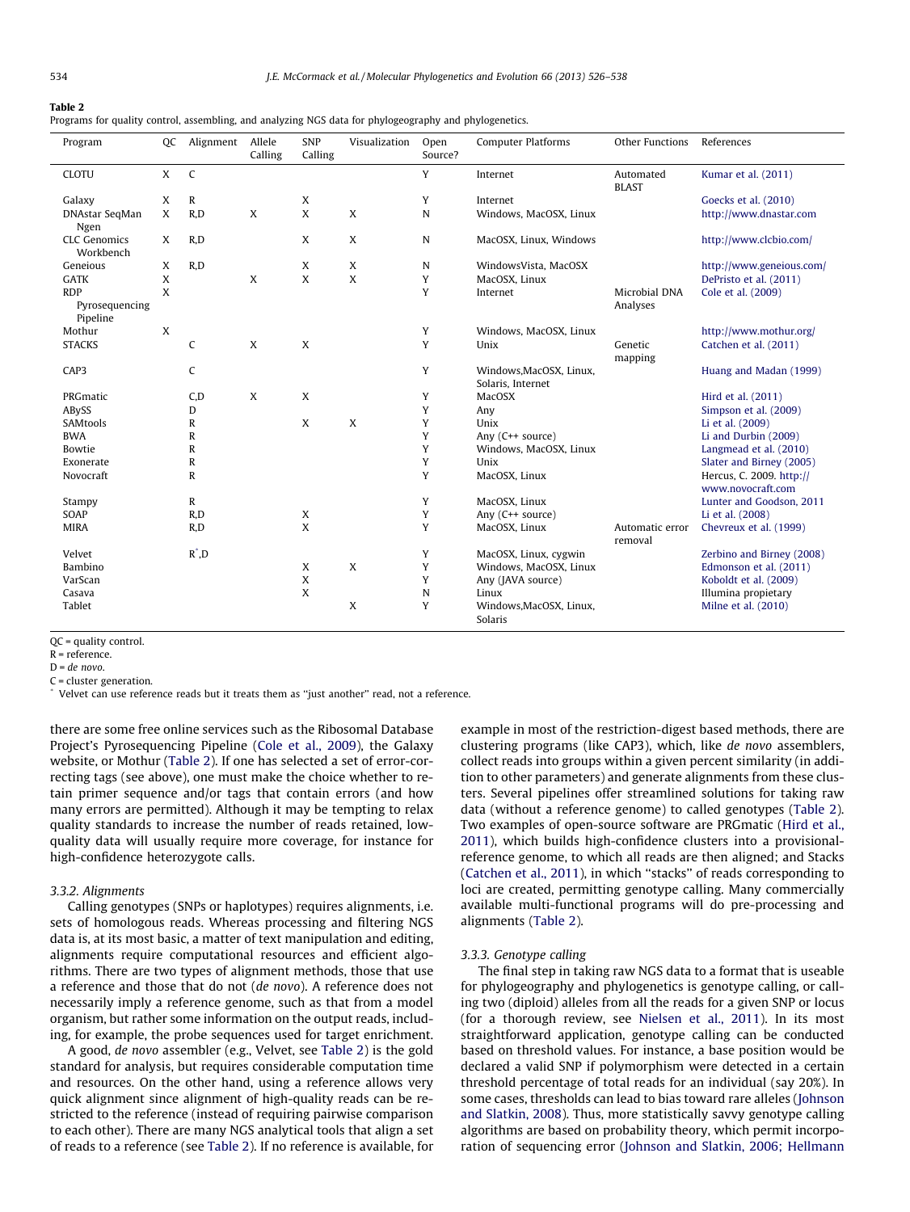**Table 2**
Programs for quality control, assembling, and analyzing NGS data for phylogeography and phylogenetics.

| Program | QC | Alignment | Allele Calling | SNP Calling | Visualization | Open Source? | Computer Platforms | Other Functions | References |
|---|---|---|---|---|---|---|---|---|---|
| CLOTU | X | C | | | | Y | Internet | Automated BLAST | Kumar et al. (2011) |
| Galaxy | X | R | | X | | Y | Internet | | Goecks et al. (2010) |
| DNAstar SeqMan Ngen | X | R,D | X | X | X | N | Windows, MacOSX, Linux | | http://www.dnastar.com |
| CLC Genomics Workbench | X | R,D | | X | X | N | MacOSX, Linux, Windows | | http://www.clcbio.com/ |
| Geneious | X | R,D | | X | X | N | WindowsVista, MacOSX | | http://www.geneious.com/ |
| GATK | X | | X | X | X | Y | MacOSX, Linux | | DePristo et al. (2011) |
| RDP Pyrosequencing Pipeline | X | | | | | Y | Internet | Microbial DNA Analyses | Cole et al. (2009) |
| Mothur | X | | | | | Y | Windows, MacOSX, Linux | | http://www.mothur.org/ |
| STACKS | | C | X | X | | Y | Unix | Genetic mapping | Catchen et al. (2011) |
| CAP3 | | C | | | | Y | Windows,MacOSX, Linux, Solaris, Internet | | Huang and Madan (1999) |
| PRGmatic | | C,D | X | X | | Y | MacOSX | | Hird et al. (2011) |
| ABySS | | D | | | | Y | Any | | Simpson et al. (2009) |
| SAMtools | | R | | X | X | Y | Unix | | Li et al. (2009) |
| BWA | | R | | | | Y | Any (C++ source) | | Li and Durbin (2009) |
| Bowtie | | R | | | | Y | Windows, MacOSX, Linux | | Langmead et al. (2010) |
| Exonerate | | R | | | | Y | Unix | | Slater and Birney (2005) |
| Novocraft | | R | | | | Y | MacOSX, Linux | | Hercus, C. 2009. http://www.novocraft.com |
| Stampy | | R | | | | Y | MacOSX, Linux | | Lunter and Goodson, 2011 |
| SOAP | | R,D | | X | | Y | Any (C++ source) | | Li et al. (2008) |
| MIRA | | R,D | | X | | Y | MacOSX, Linux | Automatic error removal | Chevreux et al. (1999) |
| Velvet | | R*,D | | | | Y | MacOSX, Linux, cygwin | | Zerbino and Birney (2008) |
| Bambino | | | | X | X | Y | Windows, MacOSX, Linux | | Edmonson et al. (2011) |
| VarScan | | | | X | | Y | Any (JAVA source) | | Koboldt et al. (2009) |
| Casava | | | | X | | N | Linux | | Illumina propietary |
| Tablet | | | | | X | Y | Windows,MacOSX, Linux, Solaris | | Milne et al. (2010) |

QC = quality control.
R = reference.
D = *de novo*.
C = cluster generation.
* Velvet can use reference reads but it treats them as "just another" read, not a reference.

there are some free online services such as the Ribosomal Database Project's Pyrosequencing Pipeline (Cole et al., 2009), the Galaxy website, or Mothur (Table 2). If one has selected a set of error-correcting tags (see above), one must make the choice whether to retain primer sequence and/or tags that contain errors (and how many errors are permitted). Although it may be tempting to relax quality standards to increase the number of reads retained, low-quality data will usually require more coverage, for instance for high-confidence heterozygote calls.

### 3.3.2. Alignments

Calling genotypes (SNPs or haplotypes) requires alignments, i.e. sets of homologous reads. Whereas processing and filtering NGS data is, at its most basic, a matter of text manipulation and editing, alignments require computational resources and efficient algorithms. There are two types of alignment methods, those that use a reference and those that do not (*de novo*). A reference does not necessarily imply a reference genome, such as that from a model organism, but rather some information on the output reads, including, for example, the probe sequences used for target enrichment.

A good, *de novo* assembler (e.g., Velvet, see Table 2) is the gold standard for analysis, but requires considerable computation time and resources. On the other hand, using a reference allows very quick alignment since alignment of high-quality reads can be restricted to the reference (instead of requiring pairwise comparison to each other). There are many NGS analytical tools that align a set of reads to a reference (see Table 2). If no reference is available, for example in most of the restriction-digest based methods, there are clustering programs (like CAP3), which, like *de novo* assemblers, collect reads into groups within a given percent similarity (in addition to other parameters) and generate alignments from these clusters. Several pipelines offer streamlined solutions for taking raw data (without a reference genome) to called genotypes (Table 2). Two examples of open-source software are PRGmatic (Hird et al., 2011), which builds high-confidence clusters into a provisional-reference genome, to which all reads are then aligned; and Stacks (Catchen et al., 2011), in which "stacks" of reads corresponding to loci are created, permitting genotype calling. Many commercially available multi-functional programs will do pre-processing and alignments (Table 2).

### 3.3.3. Genotype calling

The final step in taking raw NGS data to a format that is useable for phylogeography and phylogenetics is genotype calling, or calling two (diploid) alleles from all the reads for a given SNP or locus (for a thorough review, see Nielsen et al., 2011). In its most straightforward application, genotype calling can be conducted based on threshold values. For instance, a base position would be declared a valid SNP if polymorphism were detected in a certain threshold percentage of total reads for an individual (say 20%). In some cases, thresholds can lead to bias toward rare alleles (Johnson and Slatkin, 2008). Thus, more statistically savvy genotype calling algorithms are based on probability theory, which permit incorporation of sequencing error (Johnson and Slatkin, 2006; Hellmann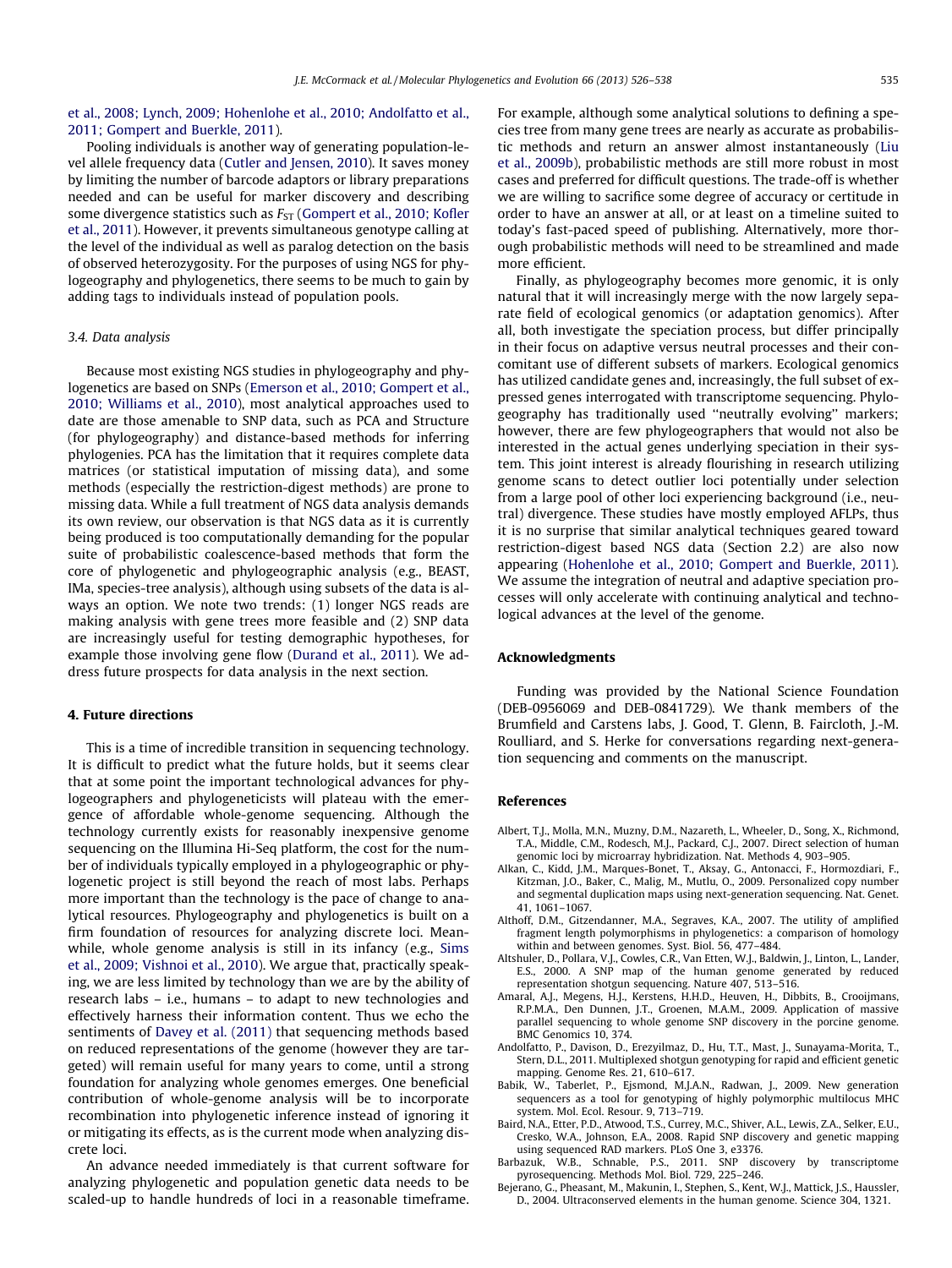et al., 2008; Lynch, 2009; Hohenlohe et al., 2010; Andolfatto et al., 2011; Gompert and Buerkle, 2011).

Pooling individuals is another way of generating population-level allele frequency data (Cutler and Jensen, 2010). It saves money by limiting the number of barcode adaptors or library preparations needed and can be useful for marker discovery and describing some divergence statistics such as $F_{ST}$ (Gompert et al., 2010; Kofler et al., 2011). However, it prevents simultaneous genotype calling at the level of the individual as well as paralog detection on the basis of observed heterozygosity. For the purposes of using NGS for phylogeography and phylogenetics, there seems to be much to gain by adding tags to individuals instead of population pools.

### 3.4. Data analysis

Because most existing NGS studies in phylogeography and phylogenetics are based on SNPs (Emerson et al., 2010; Gompert et al., 2010; Williams et al., 2010), most analytical approaches used to date are those amenable to SNP data, such as PCA and Structure (for phylogeography) and distance-based methods for inferring phylogenies. PCA has the limitation that it requires complete data matrices (or statistical imputation of missing data), and some methods (especially the restriction-digest methods) are prone to missing data. While a full treatment of NGS data analysis demands its own review, our observation is that NGS data as it is currently being produced is too computationally demanding for the popular suite of probabilistic coalescence-based methods that form the core of phylogenetic and phylogeographic analysis (e.g., BEAST, IMa, species-tree analysis), although using subsets of the data is always an option. We note two trends: (1) longer NGS reads are making analysis with gene trees more feasible and (2) SNP data are increasingly useful for testing demographic hypotheses, for example those involving gene flow (Durand et al., 2011). We address future prospects for data analysis in the next section.

## 4. Future directions

This is a time of incredible transition in sequencing technology. It is difficult to predict what the future holds, but it seems clear that at some point the important technological advances for phylogeographers and phylogeneticists will plateau with the emergence of affordable whole-genome sequencing. Although the technology currently exists for reasonably inexpensive genome sequencing on the Illumina Hi-Seq platform, the cost for the number of individuals typically employed in a phylogeographic or phylogenetic project is still beyond the reach of most labs. Perhaps more important than the technology is the pace of change to analytical resources. Phylogeography and phylogenetics is built on a firm foundation of resources for analyzing discrete loci. Meanwhile, whole genome analysis is still in its infancy (e.g., Sims et al., 2009; Vishnoi et al., 2010). We argue that, practically speaking, we are less limited by technology than we are by the ability of research labs – i.e., humans – to adapt to new technologies and effectively harness their information content. Thus we echo the sentiments of Davey et al. (2011) that sequencing methods based on reduced representations of the genome (however they are targeted) will remain useful for many years to come, until a strong foundation for analyzing whole genomes emerges. One beneficial contribution of whole-genome analysis will be to incorporate recombination into phylogenetic inference instead of ignoring it or mitigating its effects, as is the current mode when analyzing discrete loci.

An advance needed immediately is that current software for analyzing phylogenetic and population genetic data needs to be scaled-up to handle hundreds of loci in a reasonable timeframe. For example, although some analytical solutions to defining a species tree from many gene trees are nearly as accurate as probabilistic methods and return an answer almost instantaneously (Liu et al., 2009b), probabilistic methods are still more robust in most cases and preferred for difficult questions. The trade-off is whether we are willing to sacrifice some degree of accuracy or certitude in order to have an answer at all, or at least on a timeline suited to today's fast-paced speed of publishing. Alternatively, more thorough probabilistic methods will need to be streamlined and made more efficient.

Finally, as phylogeography becomes more genomic, it is only natural that it will increasingly merge with the now largely separate field of ecological genomics (or adaptation genomics). After all, both investigate the speciation process, but differ principally in their focus on adaptive versus neutral processes and their concomitant use of different subsets of markers. Ecological genomics has utilized candidate genes and, increasingly, the full subset of expressed genes interrogated with transcriptome sequencing. Phylogeography has traditionally used "neutrally evolving" markers; however, there are few phylogeographers that would not also be interested in the actual genes underlying speciation in their system. This joint interest is already flourishing in research utilizing genome scans to detect outlier loci potentially under selection from a large pool of other loci experiencing background (i.e., neutral) divergence. These studies have mostly employed AFLPs, thus it is no surprise that similar analytical techniques geared toward restriction-digest based NGS data (Section 2.2) are also now appearing (Hohenlohe et al., 2010; Gompert and Buerkle, 2011). We assume the integration of neutral and adaptive speciation processes will only accelerate with continuing analytical and technological advances at the level of the genome.

## Acknowledgments

Funding was provided by the National Science Foundation (DEB-0956069 and DEB-0841729). We thank members of the Brumfield and Carstens labs, J. Good, T. Glenn, B. Faircloth, J.-M. Roulliard, and S. Herke for conversations regarding next-generation sequencing and comments on the manuscript.

## References

Albert, T.J., Molla, M.N., Muzny, D.M., Nazareth, L., Wheeler, D., Song, X., Richmond, T.A., Middle, C.M., Rodesch, M.J., Packard, C.J., 2007. Direct selection of human genomic loci by microarray hybridization. Nat. Methods 4, 903–905.

Alkan, C., Kidd, J.M., Marques-Bonet, T., Aksay, G., Antonacci, F., Hormozdiari, F., Kitzman, J.O., Baker, C., Malig, M., Mutlu, O., 2009. Personalized copy number and segmental duplication maps using next-generation sequencing. Nat. Genet. 41, 1061–1067.

Althoff, D.M., Gitzendanner, M.A., Segraves, K.A., 2007. The utility of amplified fragment length polymorphisms in phylogenetics: a comparison of homology within and between genomes. Syst. Biol. 56, 477–484.

Altshuler, D., Pollara, V.J., Cowles, C.R., Van Etten, W.J., Baldwin, J., Linton, L., Lander, E.S., 2000. A SNP map of the human genome generated by reduced representation shotgun sequencing. Nature 407, 513–516.

Amaral, A.J., Megens, H.J., Kerstens, H.H.D., Heuven, H., Dibbits, B., Crooijmans, R.P.M.A., Den Dunnen, J.T., Groenen, M.A.M., 2009. Application of massive parallel sequencing to whole genome SNP discovery in the porcine genome. BMC Genomics 10, 374.

Andolfatto, P., Davison, D., Erezyilmaz, D., Hu, T.T., Mast, J., Sunayama-Morita, T., Stern, D.L., 2011. Multiplexed shotgun genotyping for rapid and efficient genetic mapping. Genome Res. 21, 610–617.

Babik, W., Taberlet, P., Ejsmond, M.J.A.N., Radwan, J., 2009. New generation sequencers as a tool for genotyping of highly polymorphic multilocus MHC system. Mol. Ecol. Resour. 9, 713–719.

Baird, N.A., Etter, P.D., Atwood, T.S., Currey, M.C., Shiver, A.L., Lewis, Z.A., Selker, E.U., Cresko, W.A., Johnson, E.A., 2008. Rapid SNP discovery and genetic mapping using sequenced RAD markers. PLoS One 3, e3376.

Barbazuk, W.B., Schnable, P.S., 2011. SNP discovery by transcriptome pyrosequencing. Methods Mol. Biol. 729, 225–246.

Bejerano, G., Pheasant, M., Makunin, I., Stephen, S., Kent, W.J., Mattick, J.S., Haussler, D., 2004. Ultraconserved elements in the human genome. Science 304, 1321.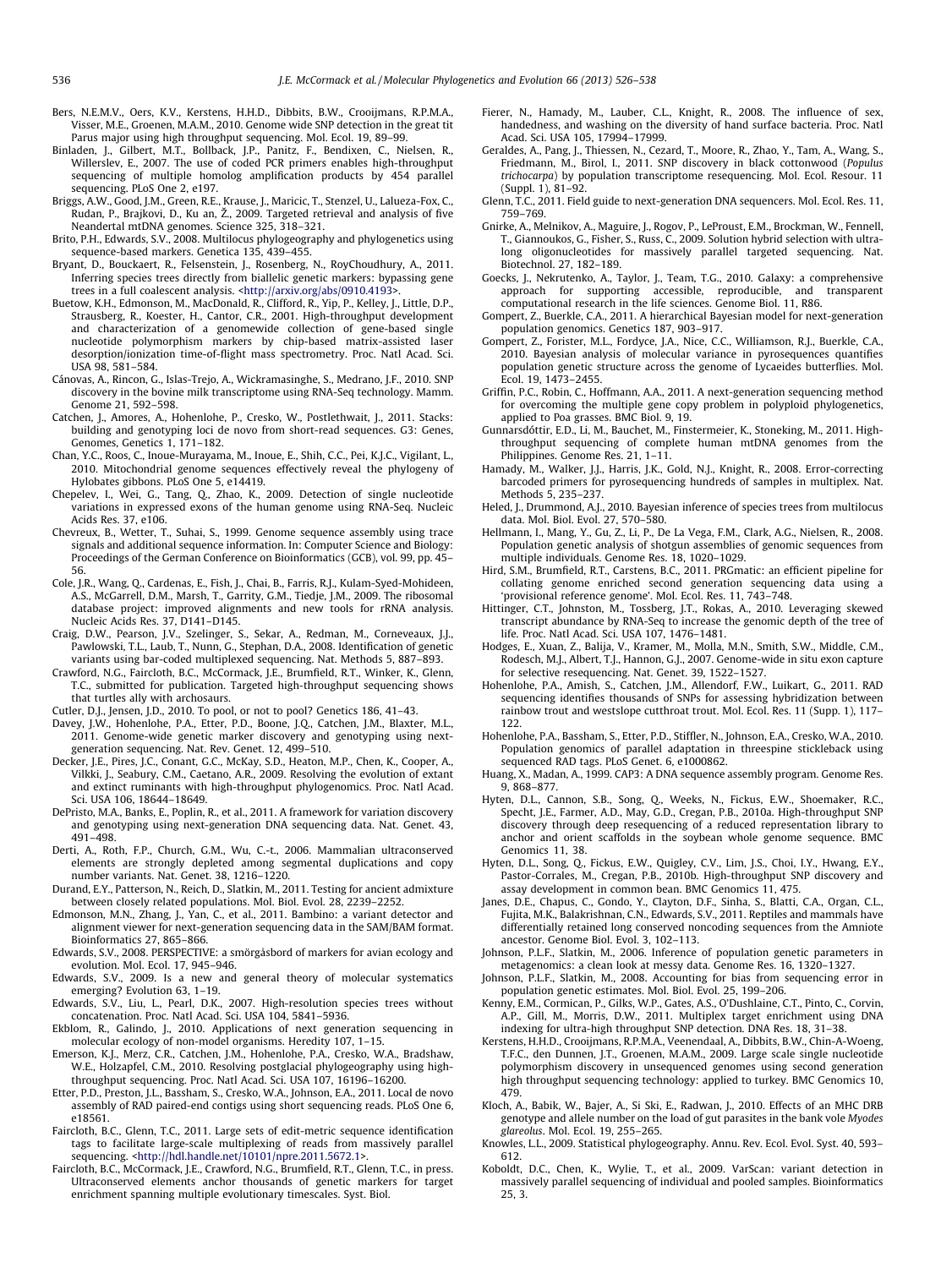Bers, N.E.M.V., Oers, K.V., Kerstens, H.H.D., Dibbits, B.W., Crooijmans, R.P.M.A., Visser, M.E., Groenen, M.A.M., 2010. Genome wide SNP detection in the great tit Parus major using high throughput sequencing. Mol. Ecol. 19, 89–99.

Binladen, J., Gilbert, M.T., Bollback, J.P., Panitz, F., Bendixen, C., Nielsen, R., Willerslev, E., 2007. The use of coded PCR primers enables high-throughput sequencing of multiple homolog amplification products by 454 parallel sequencing. PLoS One 2, e197.

Briggs, A.W., Good, J.M., Green, R.E., Krause, J., Maricic, T., Stenzel, U., Lalueza-Fox, C., Rudan, P., Brajkovi, D., Ku an, Ž., 2009. Targeted retrieval and analysis of five Neandertal mtDNA genomes. Science 325, 318–321.

Brito, P.H., Edwards, S.V., 2008. Multilocus phylogeography and phylogenetics using sequence-based markers. Genetica 135, 439–455.

Bryant, D., Bouckaert, R., Felsenstein, J., Rosenberg, N., RoyChoudhury, A., 2011. Inferring species trees directly from biallelic genetic markers: bypassing gene trees in a full coalescent analysis. <http://arxiv.org/abs/0910.4193>.

Buetow, K.H., Edmonson, M., MacDonald, R., Clifford, R., Yip, P., Kelley, J., Little, D.P., Strausberg, R., Koester, H., Cantor, C.R., 2001. High-throughput development and characterization of a genomewide collection of gene-based single nucleotide polymorphism markers by chip-based matrix-assisted laser desorption/ionization time-of-flight mass spectrometry. Proc. Natl Acad. Sci. USA 98, 581–584.

Cánovas, A., Rincon, G., Islas-Trejo, A., Wickramasinghe, S., Medrano, J.F., 2010. SNP discovery in the bovine milk transcriptome using RNA-Seq technology. Mamm. Genome 21, 592–598.

Catchen, J., Amores, A., Hohenlohe, P., Cresko, W., Postlethwait, J., 2011. Stacks: building and genotyping loci de novo from short-read sequences. G3: Genes, Genomes, Genetics 1, 171–182.

Chan, Y.C., Roos, C., Inoue-Murayama, M., Inoue, E., Shih, C.C., Pei, K.J.C., Vigilant, L., 2010. Mitochondrial genome sequences effectively reveal the phylogeny of Hylobates gibbons. PLoS One 5, e14419.

Chepelev, I., Wei, G., Tang, Q., Zhao, K., 2009. Detection of single nucleotide variations in expressed exons of the human genome using RNA-Seq. Nucleic Acids Res. 37, e106.

Chevreux, B., Wetter, T., Suhai, S., 1999. Genome sequence assembly using trace signals and additional sequence information. In: Computer Science and Biology: Proceedings of the German Conference on Bioinformatics (GCB), vol. 99, pp. 45–56.

Cole, J.R., Wang, Q., Cardenas, E., Fish, J., Chai, B., Farris, R.J., Kulam-Syed-Mohideen, A.S., McGarrell, D.M., Marsh, T., Garrity, G.M., Tiedje, J.M., 2009. The ribosomal database project: improved alignments and new tools for rRNA analysis. Nucleic Acids Res. 37, D141–D145.

Craig, D.W., Pearson, J.V., Szelinger, S., Sekar, A., Redman, M., Corneveaux, J.J., Pawlowski, T.L., Laub, T., Nunn, G., Stephan, D.A., 2008. Identification of genetic variants using bar-coded multiplexed sequencing. Nat. Methods 5, 887–893.

Crawford, N.G., Faircloth, B.C., McCormack, J.E., Brumfield, R.T., Winker, K., Glenn, T.C., submitted for publication. Targeted high-throughput sequencing shows that turtles ally with archosaurs.

Cutler, D.J., Jensen, J.D., 2010. To pool, or not to pool? Genetics 186, 41–43.

Davey, J.W., Hohenlohe, P.A., Etter, P.D., Boone, J.Q., Catchen, J.M., Blaxter, M.L., 2011. Genome-wide genetic marker discovery and genotyping using next-generation sequencing. Nat. Rev. Genet. 12, 499–510.

Decker, J.E., Pires, J.C., Conant, G.C., McKay, S.D., Heaton, M.P., Chen, K., Cooper, A., Vilkki, J., Seabury, C.M., Caetano, A.R., 2009. Resolving the evolution of extant and extinct ruminants with high-throughput phylogenomics. Proc. Natl Acad. Sci. USA 106, 18644–18649.

DePristo, M.A., Banks, E., Poplin, R., et al., 2011. A framework for variation discovery and genotyping using next-generation DNA sequencing data. Nat. Genet. 43, 491–498.

Derti, A., Roth, F.P., Church, G.M., Wu, C.-t., 2006. Mammalian ultraconserved elements are strongly depleted among segmental duplications and copy number variants. Nat. Genet. 38, 1216–1220.

Durand, E.Y., Patterson, N., Reich, D., Slatkin, M., 2011. Testing for ancient admixture between closely related populations. Mol. Biol. Evol. 28, 2239–2252.

Edmonson, M.N., Zhang, J., Yan, C., et al., 2011. Bambino: a variant detector and alignment viewer for next-generation sequencing data in the SAM/BAM format. Bioinformatics 27, 865–866.

Edwards, S.V., 2008. PERSPECTIVE: a smörgåsbord of markers for avian ecology and evolution. Mol. Ecol. 17, 945–946.

Edwards, S.V., 2009. Is a new and general theory of molecular systematics emerging? Evolution 63, 1–19.

Edwards, S.V., Liu, L., Pearl, D.K., 2007. High-resolution species trees without concatenation. Proc. Natl Acad. Sci. USA 104, 5841–5936.

Ekblom, R., Galindo, J., 2010. Applications of next generation sequencing in molecular ecology of non-model organisms. Heredity 107, 1–15.

Emerson, K.J., Merz, C.R., Catchen, J.M., Hohenlohe, P.A., Cresko, W.A., Bradshaw, W.E., Holzapfel, C.M., 2010. Resolving postglacial phylogeography using high-throughput sequencing. Proc. Natl Acad. Sci. USA 107, 16196–16200.

Etter, P.D., Preston, J.L., Bassham, S., Cresko, W.A., Johnson, E.A., 2011. Local de novo assembly of RAD paired-end contigs using short sequencing reads. PLoS One 6, e18561.

Faircloth, B.C., Glenn, T.C., 2011. Large sets of edit-metric sequence identification tags to facilitate large-scale multiplexing of reads from massively parallel sequencing. <http://hdl.handle.net/10101/npre.2011.5672.1>.

Faircloth, B.C., McCormack, J.E., Crawford, N.G., Brumfield, R.T., Glenn, T.C., in press. Ultraconserved elements anchor thousands of genetic markers for target enrichment spanning multiple evolutionary timescales. Syst. Biol.

Fierer, N., Hamady, M., Lauber, C.L., Knight, R., 2008. The influence of sex, handedness, and washing on the diversity of hand surface bacteria. Proc. Natl Acad. Sci. USA 105, 17994–17999.

Geraldes, A., Pang, J., Thiessen, N., Cezard, T., Moore, R., Zhao, Y., Tam, A., Wang, S., Friedmann, M., Birol, I., 2011. SNP discovery in black cottonwood (*Populus trichocarpa*) by population transcriptome resequencing. Mol. Ecol. Resour. 11 (Suppl. 1), 81–92.

Glenn, T.C., 2011. Field guide to next-generation DNA sequencers. Mol. Ecol. Res. 11, 759–769.

Gnirke, A., Melnikov, A., Maguire, J., Rogov, P., LeProust, E.M., Brockman, W., Fennell, T., Giannoukos, G., Fisher, S., Russ, C., 2009. Solution hybrid selection with ultra-long oligonucleotides for massively parallel targeted sequencing. Nat. Biotechnol. 27, 182–189.

Goecks, J., Nekrutenko, A., Taylor, J., Team, T.G., 2010. Galaxy: a comprehensive approach for supporting accessible, reproducible, and transparent computational research in the life sciences. Genome Biol. 11, R86.

Gompert, Z., Buerkle, C.A., 2011. A hierarchical Bayesian model for next-generation population genomics. Genetics 187, 903–917.

Gompert, Z., Forister, M.L., Fordyce, J.A., Nice, C.C., Williamson, R.J., Buerkle, C.A., 2010. Bayesian analysis of molecular variance in pyrosequences quantifies population genetic structure across the genome of Lycaeides butterflies. Mol. Ecol. 19, 1473–2455.

Griffin, P.C., Robin, C., Hoffmann, A.A., 2011. A next-generation sequencing method for overcoming the multiple gene copy problem in polyploid phylogenetics, applied to Poa grasses. BMC Biol. 9, 19.

Gunnarsdóttir, E.D., Li, M., Bauchet, M., Finstermeier, K., Stoneking, M., 2011. High-throughput sequencing of complete human mtDNA genomes from the Philippines. Genome Res. 21, 1–11.

Hamady, M., Walker, J.J., Harris, J.K., Gold, N.J., Knight, R., 2008. Error-correcting barcoded primers for pyrosequencing hundreds of samples in multiplex. Nat. Methods 5, 235–237.

Heled, J., Drummond, A.J., 2010. Bayesian inference of species trees from multilocus data. Mol. Biol. Evol. 27, 570–580.

Hellmann, I., Mang, Y., Gu, Z., Li, P., De La Vega, F.M., Clark, A.G., Nielsen, R., 2008. Population genetic analysis of shotgun assemblies of genomic sequences from multiple individuals. Genome Res. 18, 1020–1029.

Hird, S.M., Brumfield, R.T., Carstens, B.C., 2011. PRGmatic: an efficient pipeline for collating genome enriched second generation sequencing data using a 'provisional reference genome'. Mol. Ecol. Res. 11, 743–748.

Hittinger, C.T., Johnston, M., Tossberg, J.T., Rokas, A., 2010. Leveraging skewed transcript abundance by RNA-Seq to increase the genomic depth of the tree of life. Proc. Natl Acad. Sci. USA 107, 1476–1481.

Hodges, E., Xuan, Z., Balija, V., Kramer, M., Molla, M.N., Smith, S.W., Middle, C.M., Rodesch, M.J., Albert, T.J., Hannon, G.J., 2007. Genome-wide in situ exon capture for selective resequencing. Nat. Genet. 39, 1522–1527.

Hohenlohe, P.A., Amish, S., Catchen, J.M., Allendorf, F.W., Luikart, G., 2011. RAD sequencing identifies thousands of SNPs for assessing hybridization between rainbow trout and westslope cutthroat trout. Mol. Ecol. Res. 11 (Supp. 1), 117–122.

Hohenlohe, P.A., Bassham, S., Etter, P.D., Stiffler, N., Johnson, E.A., Cresko, W.A., 2010. Population genomics of parallel adaptation in threespine stickleback using sequenced RAD tags. PLoS Genet. 6, e1000862.

Huang, X., Madan, A., 1999. CAP3: A DNA sequence assembly program. Genome Res. 9, 868–877.

Hyten, D.L., Cannon, S.B., Song, Q., Weeks, N., Fickus, E.W., Shoemaker, R.C., Specht, J.E., Farmer, A.D., May, G.D., Cregan, P.B., 2010a. High-throughput SNP discovery through deep resequencing of a reduced representation library to anchor and orient scaffolds in the soybean whole genome sequence. BMC Genomics 11, 38.

Hyten, D.L., Song, Q., Fickus, E.W., Quigley, C.V., Lim, J.S., Choi, I.Y., Hwang, E.Y., Pastor-Corrales, M., Cregan, P.B., 2010b. High-throughput SNP discovery and assay development in common bean. BMC Genomics 11, 475.

Janes, D.E., Chapus, C., Gondo, Y., Clayton, D.F., Sinha, S., Blatti, C.A., Organ, C.L., Fujita, M.K., Balakrishnan, C.N., Edwards, S.V., 2011. Reptiles and mammals have differentially retained long conserved noncoding sequences from the Amniote ancestor. Genome Biol. Evol. 3, 102–113.

Johnson, P.L.F., Slatkin, M., 2006. Inference of population genetic parameters in metagenomics: a clean look at messy data. Genome Res. 16, 1320–1327.

Johnson, P.L.F., Slatkin, M., 2008. Accounting for bias from sequencing error in population genetic estimates. Mol. Biol. Evol. 25, 199–206.

Kenny, E.M., Cormican, P., Gilks, W.P., Gates, A.S., O'Dushlaine, C.T., Pinto, C., Corvin, A.P., Gill, M., Morris, D.W., 2011. Multiplex target enrichment using DNA indexing for ultra-high throughput SNP detection. DNA Res. 18, 31–38.

Kerstens, H.H.D., Crooijmans, R.P.M.A., Veenendaal, A., Dibbits, B.W., Chin-A-Woeng, T.F.C., den Dunnen, J.T., Groenen, M.A.M., 2009. Large scale single nucleotide polymorphism discovery in unsequenced genomes using second generation high throughput sequencing technology: applied to turkey. BMC Genomics 10, 479.

Kloch, A., Babik, W., Bajer, A., Si Ski, E., Radwan, J., 2010. Effects of an MHC DRB genotype and allele number on the load of gut parasites in the bank vole *Myodes glareolus*. Mol. Ecol. 19, 255–265.

Knowles, L.L., 2009. Statistical phylogeography. Annu. Rev. Ecol. Evol. Syst. 40, 593–612.

Koboldt, D.C., Chen, K., Wylie, T., et al., 2009. VarScan: variant detection in massively parallel sequencing of individual and pooled samples. Bioinformatics 25, 3.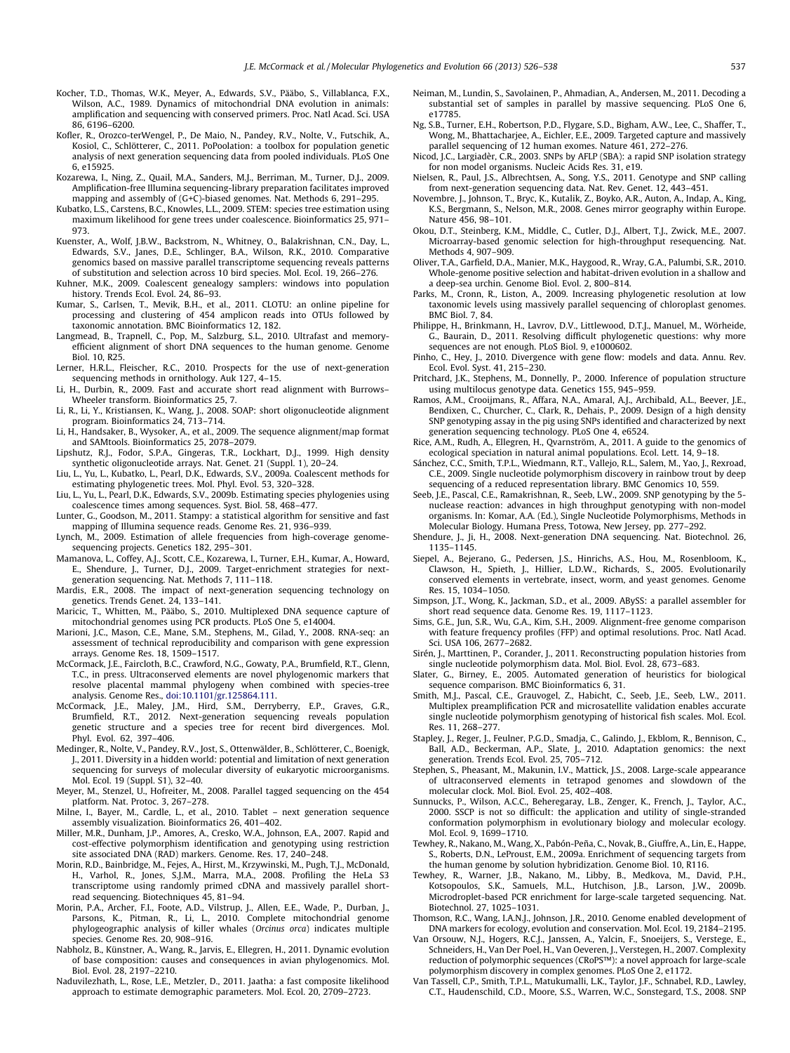Kocher, T.D., Thomas, W.K., Meyer, A., Edwards, S.V., Pääbo, S., Villablanca, F.X., Wilson, A.C., 1989. Dynamics of mitochondrial DNA evolution in animals: amplification and sequencing with conserved primers. Proc. Natl Acad. Sci. USA 86, 6196–6200.

Kofler, R., Orozco-terWengel, P., De Maio, N., Pandey, R.V., Nolte, V., Futschik, A., Kosiol, C., Schlötterer, C., 2011. PoPoolation: a toolbox for population genetic analysis of next generation sequencing data from pooled individuals. PLoS One 6, e15925.

Kozarewa, I., Ning, Z., Quail, M.A., Sanders, M.J., Berriman, M., Turner, D.J., 2009. Amplification-free Illumina sequencing-library preparation facilitates improved mapping and assembly of (G+C)-biased genomes. Nat. Methods 6, 291–295.

Kubatko, L.S., Carstens, B.C., Knowles, L.L., 2009. STEM: species tree estimation using maximum likelihood for gene trees under coalescence. Bioinformatics 25, 971–973.

Kuenster, A., Wolf, J.B.W., Backstrom, N., Whitney, O., Balakrishnan, C.N., Day, L., Edwards, S.V., Janes, D.E., Schlinger, B.A., Wilson, R.K., 2010. Comparative genomics based on massive parallel transcriptome sequencing reveals patterns of substitution and selection across 10 bird species. Mol. Ecol. 19, 266–276.

Kuhner, M.K., 2009. Coalescent genealogy samplers: windows into population history. Trends Ecol. Evol. 24, 86–93.

Kumar, S., Carlsen, T., Mevik, B.H., et al., 2011. CLOTU: an online pipeline for processing and clustering of 454 amplicon reads into OTUs followed by taxonomic annotation. BMC Bioinformatics 12, 182.

Langmead, B., Trapnell, C., Pop, M., Salzburg, S.L., 2010. Ultrafast and memory-efficient alignment of short DNA sequences to the human genome. Genome Biol. 10, R25.

Lerner, H.R.L., Fleischer, R.C., 2010. Prospects for the use of next-generation sequencing methods in ornithology. Auk 127, 4–15.

Li, H., Durbin, R., 2009. Fast and accurate short read alignment with Burrows–Wheeler transform. Bioinformatics 25, 7.

Li, R., Li, Y., Kristiansen, K., Wang, J., 2008. SOAP: short oligonucleotide alignment program. Bioinformatics 24, 713–714.

Li, H., Handsaker, B., Wysoker, A., et al., 2009. The sequence alignment/map format and SAMtools. Bioinformatics 25, 2078–2079.

Lipshutz, R.J., Fodor, S.P.A., Gingeras, T.R., Lockhart, D.J., 1999. High density synthetic oligonucleotide arrays. Nat. Genet. 21 (Suppl. 1), 20–24.

Liu, L., Yu, L., Kubatko, L., Pearl, D.K., Edwards, S.V., 2009a. Coalescent methods for estimating phylogenetic trees. Mol. Phyl. Evol. 53, 320–328.

Liu, L., Yu, L., Pearl, D.K., Edwards, S.V., 2009b. Estimating species phylogenies using coalescence times among sequences. Syst. Biol. 58, 468–477.

Lunter, G., Goodson, M., 2011. Stampy: a statistical algorithm for sensitive and fast mapping of Illumina sequence reads. Genome Res. 21, 936–939.

Lynch, M., 2009. Estimation of allele frequencies from high-coverage genome-sequencing projects. Genetics 182, 295–301.

Mamanova, L., Coffey, A.J., Scott, C.E., Kozarewa, I., Turner, E.H., Kumar, A., Howard, E., Shendure, J., Turner, D.J., 2009. Target-enrichment strategies for next-generation sequencing. Nat. Methods 7, 111–118.

Mardis, E.R., 2008. The impact of next-generation sequencing technology on genetics. Trends Genet. 24, 133–141.

Maricic, T., Whitten, M., Pääbo, S., 2010. Multiplexed DNA sequence capture of mitochondrial genomes using PCR products. PLoS One 5, e14004.

Marioni, J.C., Mason, C.E., Mane, S.M., Stephens, M., Gilad, Y., 2008. RNA-seq: an assessment of technical reproducibility and comparison with gene expression arrays. Genome Res. 18, 1509–1517.

McCormack, J.E., Faircloth, B.C., Crawford, N.G., Gowaty, P.A., Brumfield, R.T., Glenn, T.C., in press. Ultraconserved elements are novel phylogenomic markers that resolve placental mammal phylogeny when combined with species-tree analysis. Genome Res., doi:10.1101/gr.125864.111.

McCormack, J.E., Maley, J.M., Hird, S.M., Derryberry, E.P., Graves, G.R., Brumfield, R.T., 2012. Next-generation sequencing reveals population genetic structure and a species tree for recent bird divergences. Mol. Phyl. Evol. 62, 397–406.

Medinger, R., Nolte, V., Pandey, R.V., Jost, S., Ottenwälder, B., Schlötterer, C., Boenigk, J., 2011. Diversity in a hidden world: potential and limitation of next generation sequencing for surveys of molecular diversity of eukaryotic microorganisms. Mol. Ecol. 19 (Suppl. S1), 32–40.

Meyer, M., Stenzel, U., Hofreiter, M., 2008. Parallel tagged sequencing on the 454 platform. Nat. Protoc. 3, 267–278.

Milne, I., Bayer, M., Cardle, L., et al., 2010. Tablet – next generation sequence assembly visualization. Bioinformatics 26, 401–402.

Miller, M.R., Dunham, J.P., Amores, A., Cresko, W.A., Johnson, E.A., 2007. Rapid and cost-effective polymorphism identification and genotyping using restriction site associated DNA (RAD) markers. Genome. Res. 17, 240–248.

Morin, R.D., Bainbridge, M., Fejes, A., Hirst, M., Krzywinski, M., Pugh, T.J., McDonald, H., Varhol, R., Jones, S.J.M., Marra, M.A., 2008. Profiling the HeLa S3 transcriptome using randomly primed cDNA and massively parallel short-read sequencing. Biotechniques 45, 81–94.

Morin, P.A., Archer, F.I., Foote, A.D., Vilstrup, J., Allen, E.E., Wade, P., Durban, J., Parsons, K., Pitman, R., Li, L., 2010. Complete mitochondrial genome phylogeographic analysis of killer whales (*Orcinus orca*) indicates multiple species. Genome Res. 20, 908–916.

Nabholz, B., Künstner, A., Wang, R., Jarvis, E., Ellegren, H., 2011. Dynamic evolution of base composition: causes and consequences in avian phylogenomics. Mol. Biol. Evol. 28, 2197–2210.

Naduvilezhath, L., Rose, L.E., Metzler, D., 2011. Jaatha: a fast composite likelihood approach to estimate demographic parameters. Mol. Ecol. 20, 2709–2723.

Neiman, M., Lundin, S., Savolainen, P., Ahmadian, A., Andersen, M., 2011. Decoding a substantial set of samples in parallel by massive sequencing. PLoS One 6, e17785.

Ng, S.B., Turner, E.H., Robertson, P.D., Flygare, S.D., Bigham, A.W., Lee, C., Shaffer, T., Wong, M., Bhattacharjee, A., Eichler, E.E., 2009. Targeted capture and massively parallel sequencing of 12 human exomes. Nature 461, 272–276.

Nicod, J.C., Largiadèr, C.R., 2003. SNPs by AFLP (SBA): a rapid SNP isolation strategy for non model organisms. Nucleic Acids Res. 31, e19.

Nielsen, R., Paul, J.S., Albrechtsen, A., Song, Y.S., 2011. Genotype and SNP calling from next-generation sequencing data. Nat. Rev. Genet. 12, 443–451.

Novembre, J., Johnson, T., Bryc, K., Kutalik, Z., Boyko, A.R., Auton, A., Indap, A., King, K.S., Bergmann, S., Nelson, M.R., 2008. Genes mirror geography within Europe. Nature 456, 98–101.

Okou, D.T., Steinberg, K.M., Middle, C., Cutler, D.J., Albert, T.J., Zwick, M.E., 2007. Microarray-based genomic selection for high-throughput resequencing. Nat. Methods 4, 907–909.

Oliver, T.A., Garfield, D.A., Manier, M.K., Haygood, R., Wray, G.A., Palumbi, S.R., 2010. Whole-genome positive selection and habitat-driven evolution in a shallow and a deep-sea urchin. Genome Biol. Evol. 2, 800–814.

Parks, M., Cronn, R., Liston, A., 2009. Increasing phylogenetic resolution at low taxonomic levels using massively parallel sequencing of chloroplast genomes. BMC Biol. 7, 84.

Philippe, H., Brinkmann, H., Lavrov, D.V., Littlewood, D.T.J., Manuel, M., Wörheide, G., Baurain, D., 2011. Resolving difficult phylogenetic questions: why more sequences are not enough. PLoS Biol. 9, e1000602.

Pinho, C., Hey, J., 2010. Divergence with gene flow: models and data. Annu. Rev. Ecol. Evol. Syst. 41, 215–230.

Pritchard, J.K., Stephens, M., Donnelly, P., 2000. Inference of population structure using multilocus genotype data. Genetics 155, 945–959.

Ramos, A.M., Crooijmans, R., Affara, N.A., Amaral, A.J., Archibald, A.L., Beever, J.E., Bendixen, C., Churcher, C., Clark, R., Dehais, P., 2009. Design of a high density SNP genotyping assay in the pig using SNPs identified and characterized by next generation sequencing technology. PLoS One 4, e6524.

Rice, A.M., Rudh, A., Ellegren, H., Qvarnström, A., 2011. A guide to the genomics of ecological speciation in natural animal populations. Ecol. Lett. 14, 9–18.

Sánchez, C.C., Smith, T.P.L., Wiedmann, R.T., Vallejo, R.L., Salem, M., Yao, J., Rexroad, C.E., 2009. Single nucleotide polymorphism discovery in rainbow trout by deep sequencing of a reduced representation library. BMC Genomics 10, 559.

Seeb, J.E., Pascal, C.E., Ramakrishnan, R., Seeb, L.W., 2009. SNP genotyping by the 5-nuclease reaction: advances in high throughput genotyping with non-model organisms. In: Komar, A.A. (Ed.), Single Nucleotide Polymorphisms, Methods in Molecular Biology. Humana Press, Totowa, New Jersey, pp. 277–292.

Shendure, J., Ji, H., 2008. Next-generation DNA sequencing. Nat. Biotechnol. 26, 1135–1145.

Siepel, A., Bejerano, G., Pedersen, J.S., Hinrichs, A.S., Hou, M., Rosenbloom, K., Clawson, H., Spieth, J., Hillier, L.D.W., Richards, S., 2005. Evolutionarily conserved elements in vertebrate, insect, worm, and yeast genomes. Genome Res. 15, 1034–1050.

Simpson, J.T., Wong, K., Jackman, S.D., et al., 2009. ABySS: a parallel assembler for short read sequence data. Genome Res. 19, 1117–1123.

Sims, G.E., Jun, S.R., Wu, G.A., Kim, S.H., 2009. Alignment-free genome comparison with feature frequency profiles (FFP) and optimal resolutions. Proc. Natl Acad. Sci. USA 106, 2677–2682.

Sirén, J., Marttinen, P., Corander, J., 2011. Reconstructing population histories from single nucleotide polymorphism data. Mol. Biol. Evol. 28, 673–683.

Slater, G., Birney, E., 2005. Automated generation of heuristics for biological sequence comparison. BMC Bioinformatics 6, 31.

Smith, M.J., Pascal, C.E., Grauvogel, Z., Habicht, C., Seeb, J.E., Seeb, L.W., 2011. Multiplex preamplification PCR and microsatellite validation enables accurate single nucleotide polymorphism genotyping of historical fish scales. Mol. Ecol. Res. 11, 268–277.

Stapley, J., Reger, J., Feulner, P.G.D., Smadja, C., Galindo, J., Ekblom, R., Bennison, C., Ball, A.D., Beckerman, A.P., Slate, J., 2010. Adaptation genomics: the next generation. Trends Ecol. Evol. 25, 705–712.

Stephen, S., Pheasant, M., Makunin, I.V., Mattick, J.S., 2008. Large-scale appearance of ultraconserved elements in tetrapod genomes and slowdown of the molecular clock. Mol. Biol. Evol. 25, 402–408.

Sunnucks, P., Wilson, A.C.C., Beheregaray, L.B., Zenger, K., French, J., Taylor, A.C., 2000. SSCP is not so difficult: the application and utility of single-stranded conformation polymorphism in evolutionary biology and molecular ecology. Mol. Ecol. 9, 1699–1710.

Tewhey, R., Nakano, M., Wang, X., Pabón-Peña, C., Novak, B., Giuffre, A., Lin, E., Happe, S., Roberts, D.N., LeProust, E.M., 2009a. Enrichment of sequencing targets from the human genome by solution hybridization. Genome Biol. 10, R116.

Tewhey, R., Warner, J.B., Nakano, M., Libby, B., Medkova, M., David, P.H., Kotsopoulos, S.K., Samuels, M.L., Hutchison, J.B., Larson, J.W., 2009b. Microdroplet-based PCR enrichment for large-scale targeted sequencing. Nat. Biotechnol. 27, 1025–1031.

Thomson, R.C., Wang, I.A.N.J., Johnson, J.R., 2010. Genome enabled development of DNA markers for ecology, evolution and conservation. Mol. Ecol. 19, 2184–2195.

Van Orsouw, N.J., Hogers, R.C.J., Janssen, A., Yalcin, F., Snoeijers, S., Verstege, E., Schneiders, H., Van Der Poel, H., Van Oeveren, J., Verstegen, H., 2007. Complexity reduction of polymorphic sequences (CRoPS™): a novel approach for large-scale polymorphism discovery in complex genomes. PLoS One 2, e1172.

Van Tassell, C.P., Smith, T.P.L., Matukumalli, L.K., Taylor, J.F., Schnabel, R.D., Lawley, C.T., Haudenschild, C.D., Moore, S.S., Warren, W.C., Sonstegard, T.S., 2008. SNP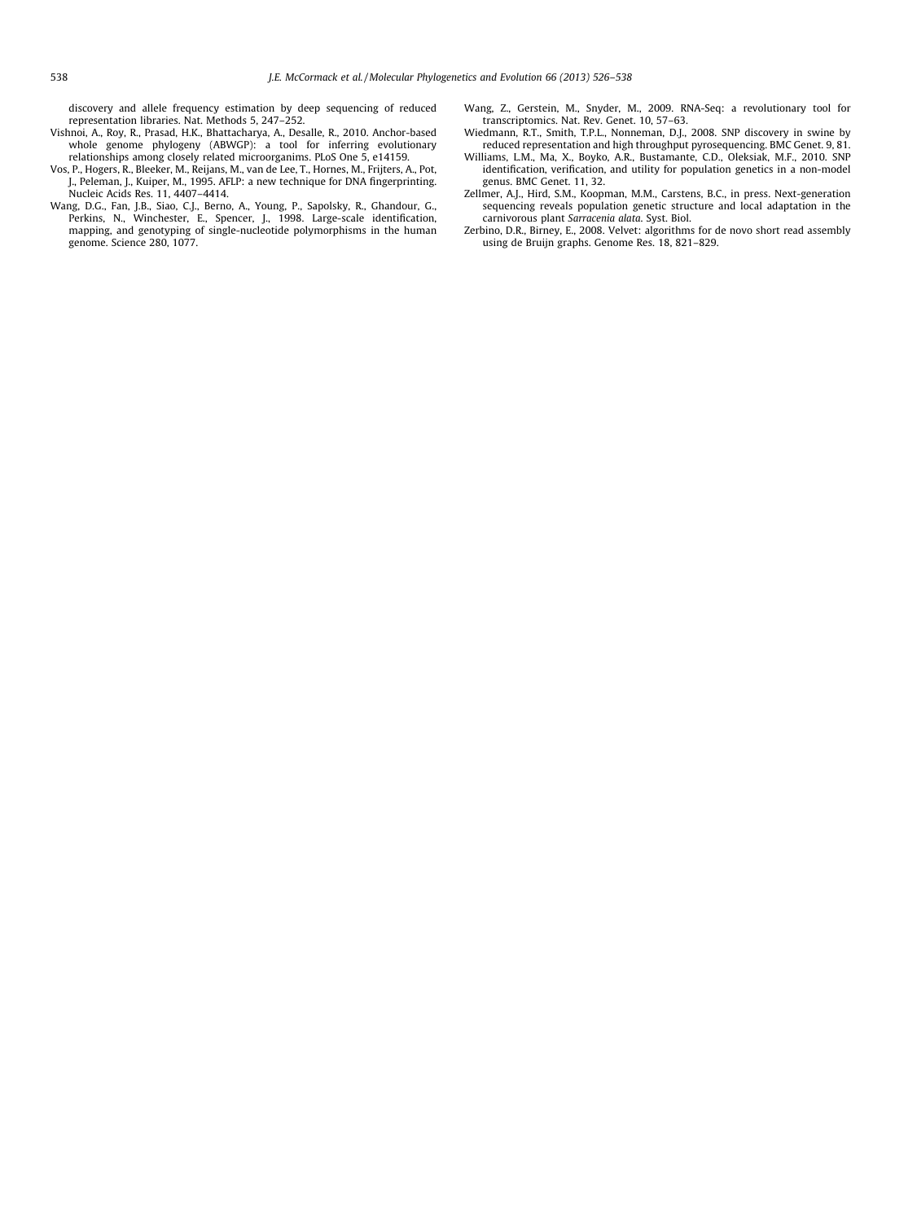discovery and allele frequency estimation by deep sequencing of reduced representation libraries. Nat. Methods 5, 247–252.

Vishnoi, A., Roy, R., Prasad, H.K., Bhattacharya, A., Desalle, R., 2010. Anchor-based whole genome phylogeny (ABWGP): a tool for inferring evolutionary relationships among closely related microorganims. PLoS One 5, e14159.

Vos, P., Hogers, R., Bleeker, M., Reijans, M., van de Lee, T., Hornes, M., Frijters, A., Pot, J., Peleman, J., Kuiper, M., 1995. AFLP: a new technique for DNA fingerprinting. Nucleic Acids Res. 11, 4407–4414.

Wang, D.G., Fan, J.B., Siao, C.J., Berno, A., Young, P., Sapolsky, R., Ghandour, G., Perkins, N., Winchester, E., Spencer, J., 1998. Large-scale identification, mapping, and genotyping of single-nucleotide polymorphisms in the human genome. Science 280, 1077.

Wang, Z., Gerstein, M., Snyder, M., 2009. RNA-Seq: a revolutionary tool for transcriptomics. Nat. Rev. Genet. 10, 57–63.

Wiedmann, R.T., Smith, T.P.L., Nonneman, D.J., 2008. SNP discovery in swine by reduced representation and high throughput pyrosequencing. BMC Genet. 9, 81.

Williams, L.M., Ma, X., Boyko, A.R., Bustamante, C.D., Oleksiak, M.F., 2010. SNP identification, verification, and utility for population genetics in a non-model genus. BMC Genet. 11, 32.

Zellmer, A.J., Hird, S.M., Koopman, M.M., Carstens, B.C., in press. Next-generation sequencing reveals population genetic structure and local adaptation in the carnivorous plant *Sarracenia alata*. Syst. Biol.

Zerbino, D.R., Birney, E., 2008. Velvet: algorithms for de novo short read assembly using de Bruijn graphs. Genome Res. 18, 821–829.